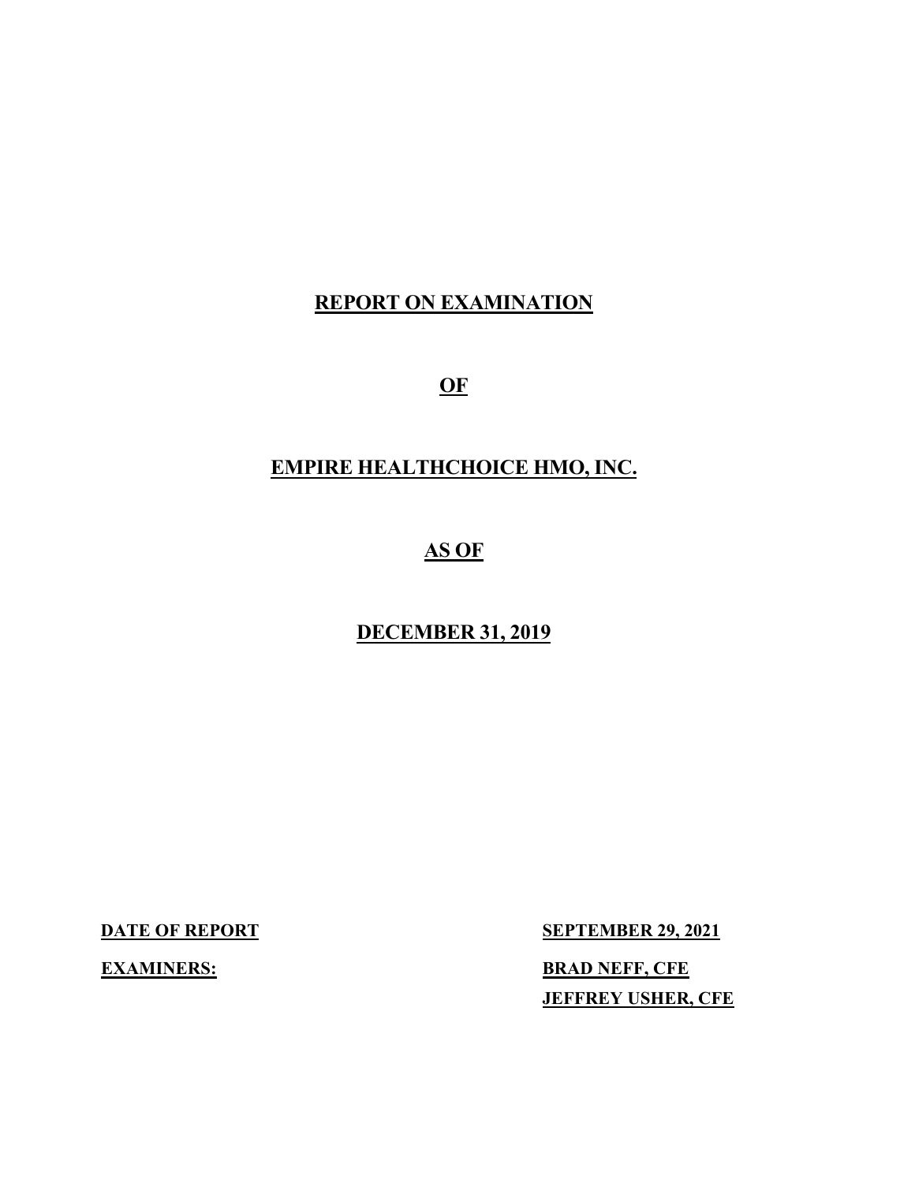# REPORT ON EXAMINATION

# OF

# EMPIRE HEALTHCHOICE HMO, INC.

# AS OF

# DECEMBER 31, 2019

| | |
|---|---|
| **DATE OF REPORT** | **SEPTEMBER 29, 2021** |
| **EXAMINERS:** | **BRAD NEFF, CFE** |
| | **JEFFREY USHER, CFE** |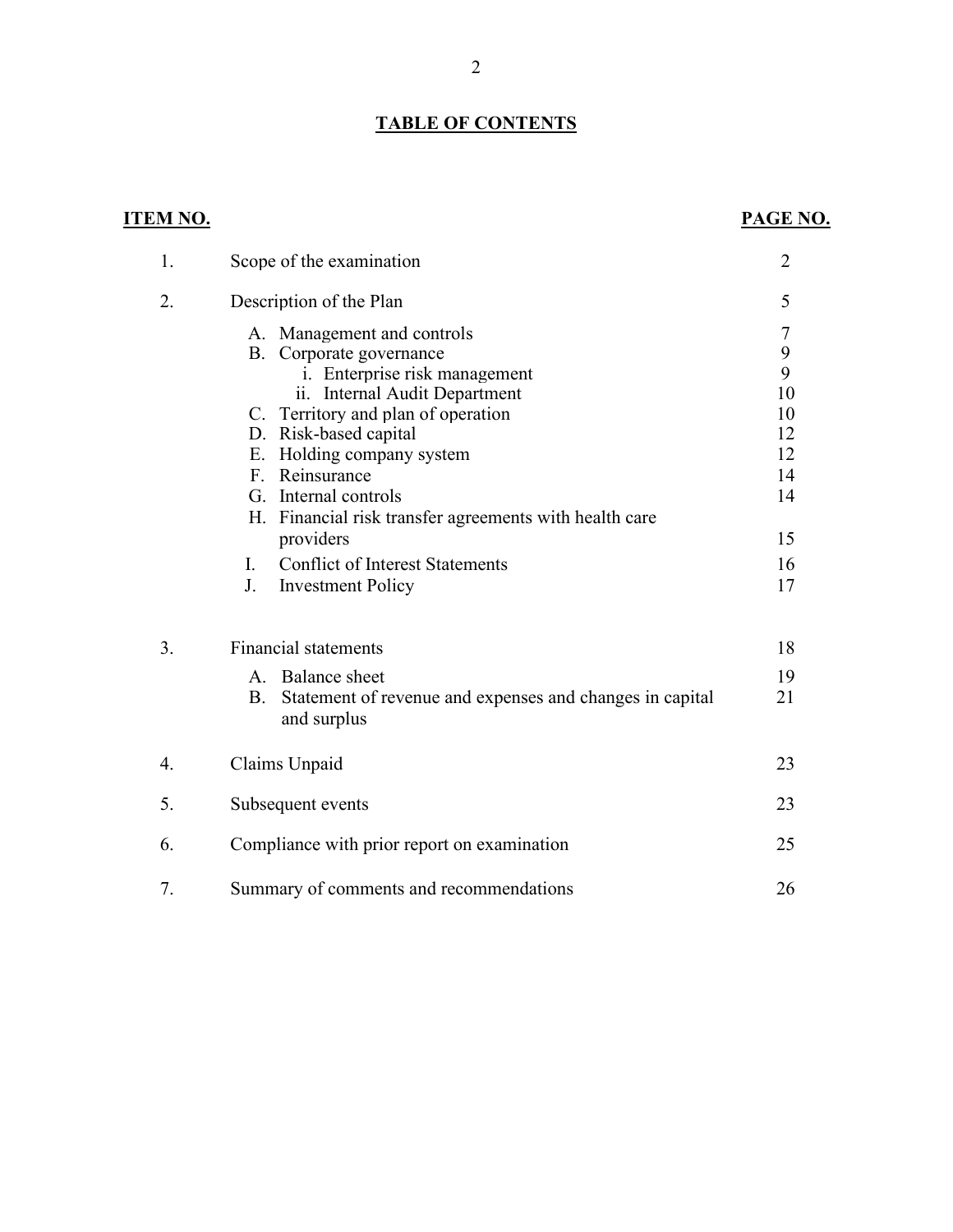# TABLE OF CONTENTS

| ITEM NO. | | PAGE NO. |
|---|---|---|
| 1. | Scope of the examination | 2 |
| 2. | Description of the Plan | 5 |
| | A. Management and controls | 7 |
| | B. Corporate governance | 9 |
| | i. Enterprise risk management | 9 |
| | ii. Internal Audit Department | 10 |
| | C. Territory and plan of operation | 10 |
| | D. Risk-based capital | 12 |
| | E. Holding company system | 12 |
| | F. Reinsurance | 14 |
| | G. Internal controls | 14 |
| | H. Financial risk transfer agreements with health care providers | 15 |
| | I. Conflict of Interest Statements | 16 |
| | J. Investment Policy | 17 |
| 3. | Financial statements | 18 |
| | A. Balance sheet | 19 |
| | B. Statement of revenue and expenses and changes in capital and surplus | 21 |
| 4. | Claims Unpaid | 23 |
| 5. | Subsequent events | 23 |
| 6. | Compliance with prior report on examination | 25 |
| 7. | Summary of comments and recommendations | 26 |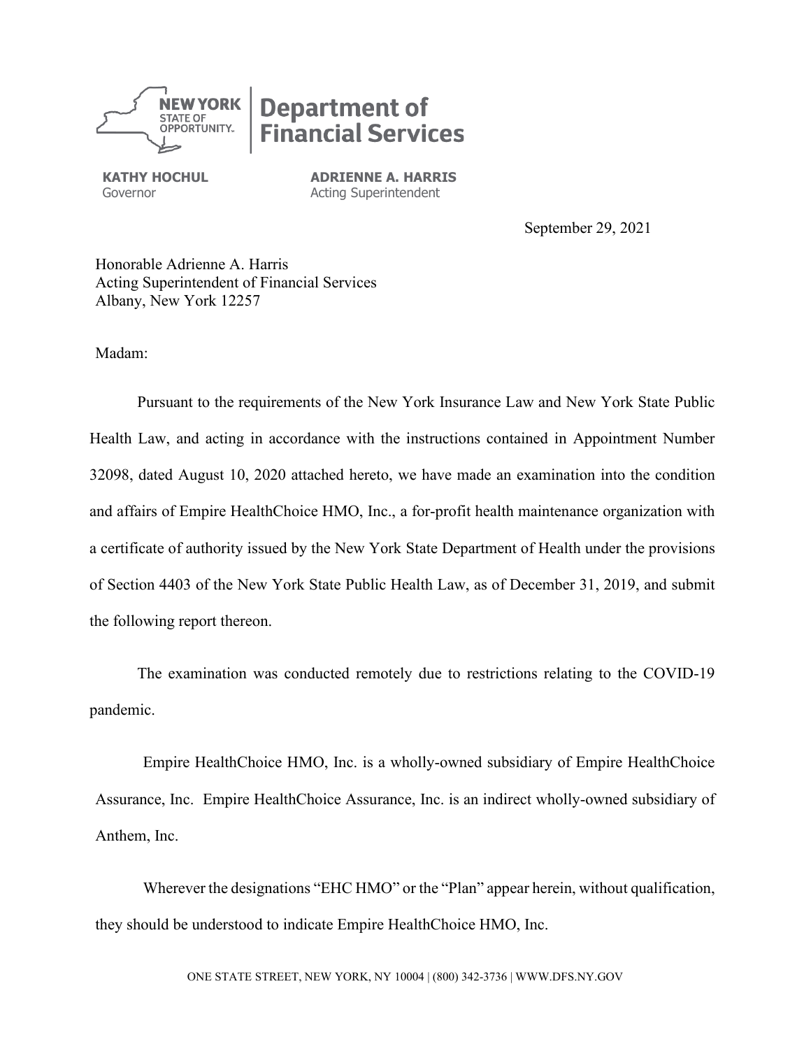**Department of Financial Services**

**KATHY HOCHUL**
Governor

**ADRIENNE A. HARRIS**
Acting Superintendent

September 29, 2021

Honorable Adrienne A. Harris
Acting Superintendent of Financial Services
Albany, New York 12257

Madam:

Pursuant to the requirements of the New York Insurance Law and New York State Public Health Law, and acting in accordance with the instructions contained in Appointment Number 32098, dated August 10, 2020 attached hereto, we have made an examination into the condition and affairs of Empire HealthChoice HMO, Inc., a for-profit health maintenance organization with a certificate of authority issued by the New York State Department of Health under the provisions of Section 4403 of the New York State Public Health Law, as of December 31, 2019, and submit the following report thereon.

The examination was conducted remotely due to restrictions relating to the COVID-19 pandemic.

Empire HealthChoice HMO, Inc. is a wholly-owned subsidiary of Empire HealthChoice Assurance, Inc. Empire HealthChoice Assurance, Inc. is an indirect wholly-owned subsidiary of Anthem, Inc.

Wherever the designations "EHC HMO" or the "Plan" appear herein, without qualification, they should be understood to indicate Empire HealthChoice HMO, Inc.

ONE STATE STREET, NEW YORK, NY 10004 | (800) 342-3736 | WWW.DFS.NY.GOV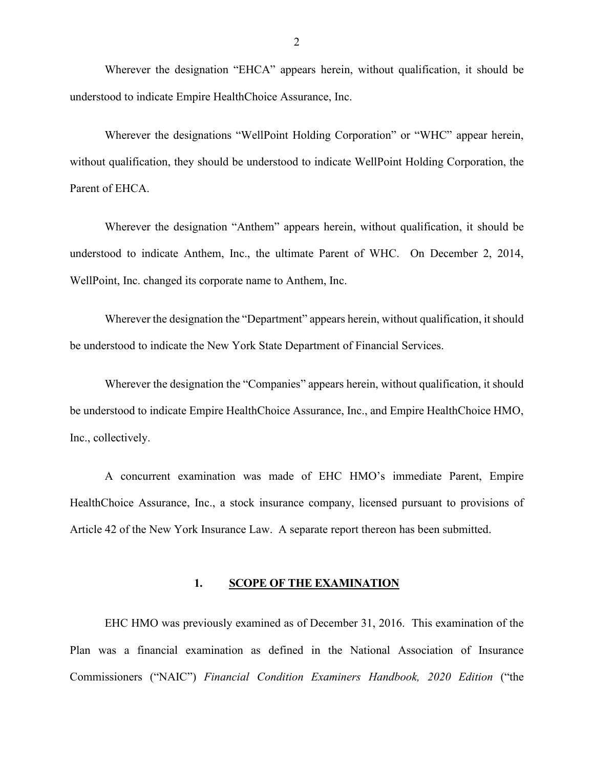Wherever the designation "EHCA" appears herein, without qualification, it should be understood to indicate Empire HealthChoice Assurance, Inc.

Wherever the designations "WellPoint Holding Corporation" or "WHC" appear herein, without qualification, they should be understood to indicate WellPoint Holding Corporation, the Parent of EHCA.

Wherever the designation "Anthem" appears herein, without qualification, it should be understood to indicate Anthem, Inc., the ultimate Parent of WHC. On December 2, 2014, WellPoint, Inc. changed its corporate name to Anthem, Inc.

Wherever the designation the "Department" appears herein, without qualification, it should be understood to indicate the New York State Department of Financial Services.

Wherever the designation the "Companies" appears herein, without qualification, it should be understood to indicate Empire HealthChoice Assurance, Inc., and Empire HealthChoice HMO, Inc., collectively.

A concurrent examination was made of EHC HMO's immediate Parent, Empire HealthChoice Assurance, Inc., a stock insurance company, licensed pursuant to provisions of Article 42 of the New York Insurance Law. A separate report thereon has been submitted.

## 1. SCOPE OF THE EXAMINATION

EHC HMO was previously examined as of December 31, 2016. This examination of the Plan was a financial examination as defined in the National Association of Insurance Commissioners ("NAIC") *Financial Condition Examiners Handbook, 2020 Edition* ("the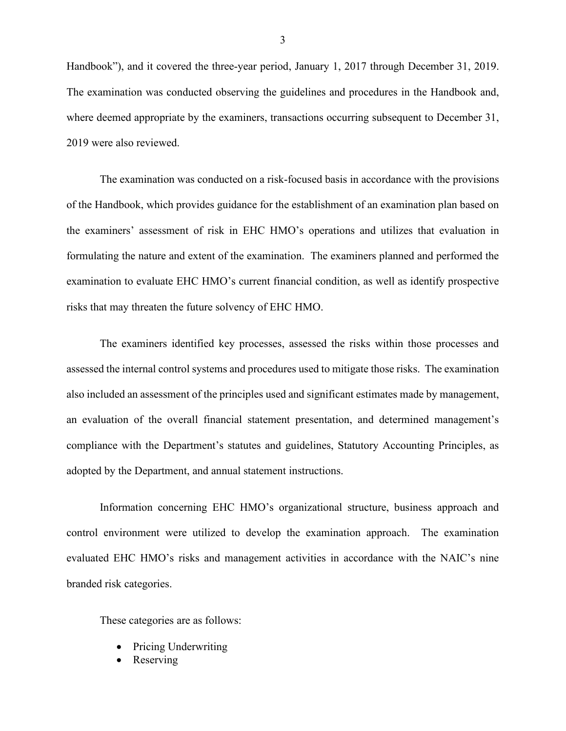Handbook"), and it covered the three-year period, January 1, 2017 through December 31, 2019. The examination was conducted observing the guidelines and procedures in the Handbook and, where deemed appropriate by the examiners, transactions occurring subsequent to December 31, 2019 were also reviewed.

The examination was conducted on a risk-focused basis in accordance with the provisions of the Handbook, which provides guidance for the establishment of an examination plan based on the examiners' assessment of risk in EHC HMO's operations and utilizes that evaluation in formulating the nature and extent of the examination. The examiners planned and performed the examination to evaluate EHC HMO's current financial condition, as well as identify prospective risks that may threaten the future solvency of EHC HMO.

The examiners identified key processes, assessed the risks within those processes and assessed the internal control systems and procedures used to mitigate those risks. The examination also included an assessment of the principles used and significant estimates made by management, an evaluation of the overall financial statement presentation, and determined management's compliance with the Department's statutes and guidelines, Statutory Accounting Principles, as adopted by the Department, and annual statement instructions.

Information concerning EHC HMO's organizational structure, business approach and control environment were utilized to develop the examination approach. The examination evaluated EHC HMO's risks and management activities in accordance with the NAIC's nine branded risk categories.

These categories are as follows:

- Pricing Underwriting
- Reserving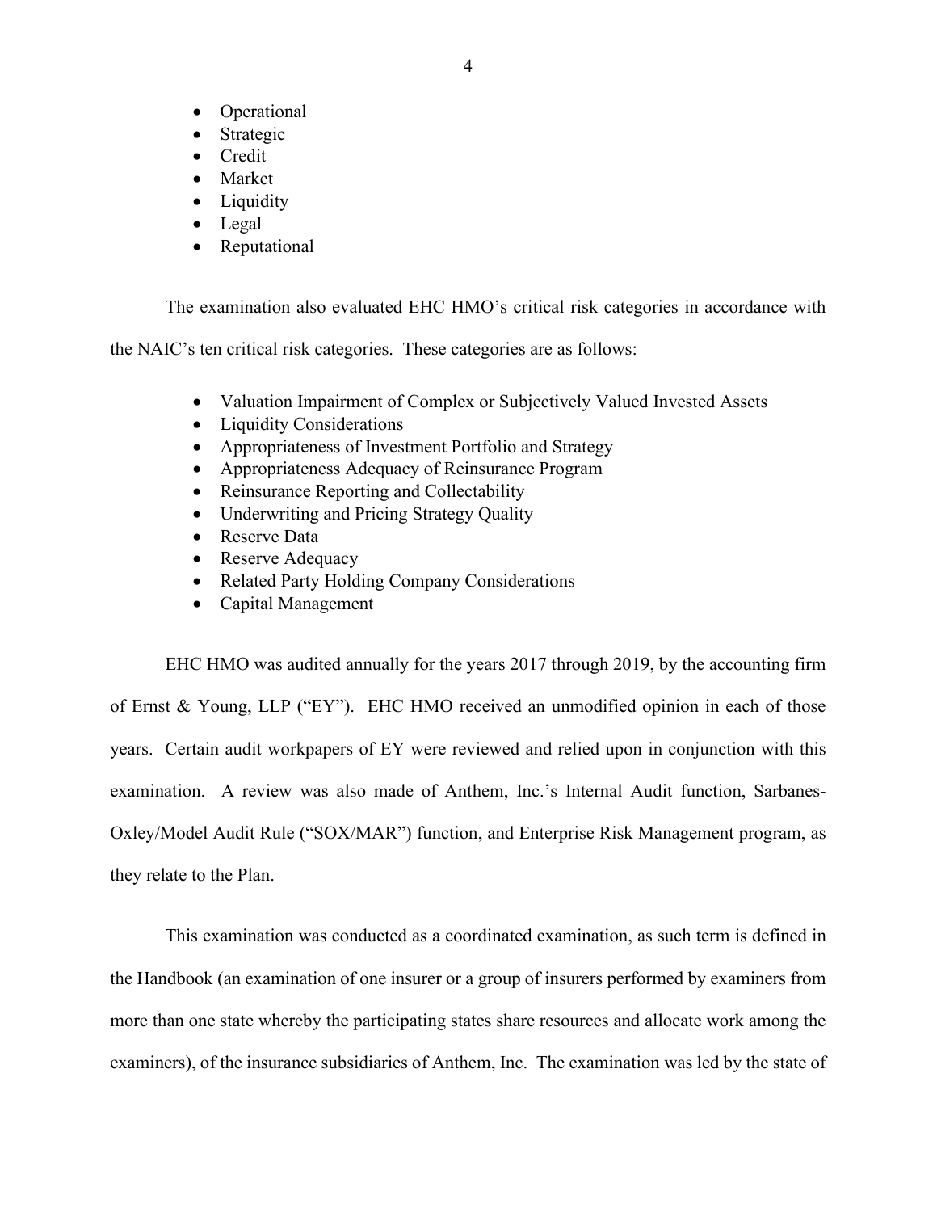- Operational
- Strategic
- Credit
- Market
- Liquidity
- Legal
- Reputational

The examination also evaluated EHC HMO's critical risk categories in accordance with the NAIC's ten critical risk categories. These categories are as follows:

- Valuation Impairment of Complex or Subjectively Valued Invested Assets
- Liquidity Considerations
- Appropriateness of Investment Portfolio and Strategy
- Appropriateness Adequacy of Reinsurance Program
- Reinsurance Reporting and Collectability
- Underwriting and Pricing Strategy Quality
- Reserve Data
- Reserve Adequacy
- Related Party Holding Company Considerations
- Capital Management

EHC HMO was audited annually for the years 2017 through 2019, by the accounting firm of Ernst & Young, LLP ("EY"). EHC HMO received an unmodified opinion in each of those years. Certain audit workpapers of EY were reviewed and relied upon in conjunction with this examination. A review was also made of Anthem, Inc.'s Internal Audit function, Sarbanes-Oxley/Model Audit Rule ("SOX/MAR") function, and Enterprise Risk Management program, as they relate to the Plan.

This examination was conducted as a coordinated examination, as such term is defined in the Handbook (an examination of one insurer or a group of insurers performed by examiners from more than one state whereby the participating states share resources and allocate work among the examiners), of the insurance subsidiaries of Anthem, Inc. The examination was led by the state of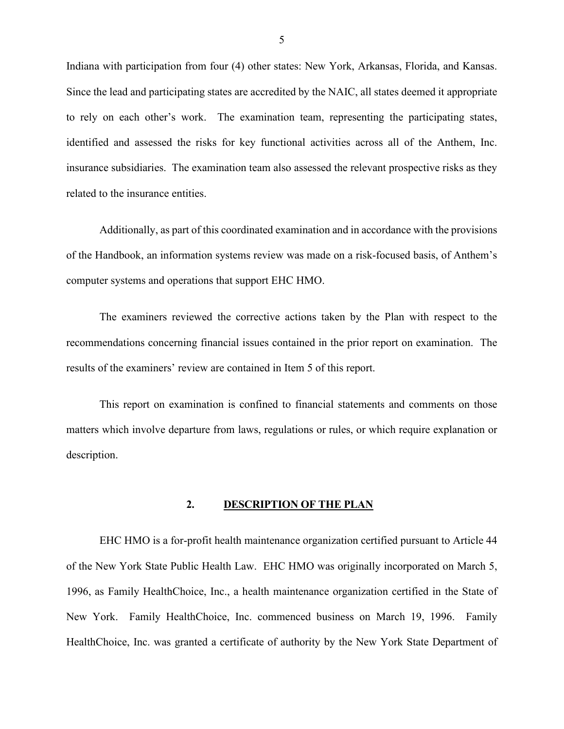Indiana with participation from four (4) other states: New York, Arkansas, Florida, and Kansas. Since the lead and participating states are accredited by the NAIC, all states deemed it appropriate to rely on each other's work. The examination team, representing the participating states, identified and assessed the risks for key functional activities across all of the Anthem, Inc. insurance subsidiaries. The examination team also assessed the relevant prospective risks as they related to the insurance entities.

Additionally, as part of this coordinated examination and in accordance with the provisions of the Handbook, an information systems review was made on a risk-focused basis, of Anthem's computer systems and operations that support EHC HMO.

The examiners reviewed the corrective actions taken by the Plan with respect to the recommendations concerning financial issues contained in the prior report on examination. The results of the examiners' review are contained in Item 5 of this report.

This report on examination is confined to financial statements and comments on those matters which involve departure from laws, regulations or rules, or which require explanation or description.

## 2. DESCRIPTION OF THE PLAN

EHC HMO is a for-profit health maintenance organization certified pursuant to Article 44 of the New York State Public Health Law. EHC HMO was originally incorporated on March 5, 1996, as Family HealthChoice, Inc., a health maintenance organization certified in the State of New York. Family HealthChoice, Inc. commenced business on March 19, 1996. Family HealthChoice, Inc. was granted a certificate of authority by the New York State Department of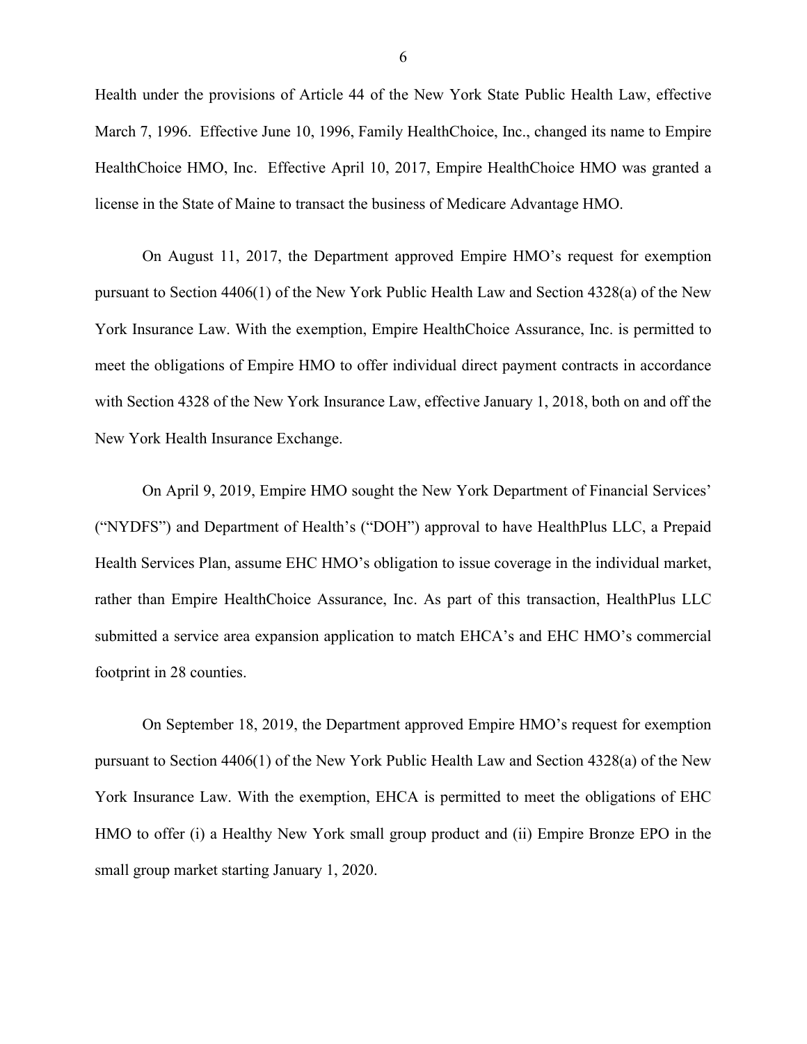Health under the provisions of Article 44 of the New York State Public Health Law, effective March 7, 1996. Effective June 10, 1996, Family HealthChoice, Inc., changed its name to Empire HealthChoice HMO, Inc. Effective April 10, 2017, Empire HealthChoice HMO was granted a license in the State of Maine to transact the business of Medicare Advantage HMO.

On August 11, 2017, the Department approved Empire HMO's request for exemption pursuant to Section 4406(1) of the New York Public Health Law and Section 4328(a) of the New York Insurance Law. With the exemption, Empire HealthChoice Assurance, Inc. is permitted to meet the obligations of Empire HMO to offer individual direct payment contracts in accordance with Section 4328 of the New York Insurance Law, effective January 1, 2018, both on and off the New York Health Insurance Exchange.

On April 9, 2019, Empire HMO sought the New York Department of Financial Services' ("NYDFS") and Department of Health's ("DOH") approval to have HealthPlus LLC, a Prepaid Health Services Plan, assume EHC HMO's obligation to issue coverage in the individual market, rather than Empire HealthChoice Assurance, Inc. As part of this transaction, HealthPlus LLC submitted a service area expansion application to match EHCA's and EHC HMO's commercial footprint in 28 counties.

On September 18, 2019, the Department approved Empire HMO's request for exemption pursuant to Section 4406(1) of the New York Public Health Law and Section 4328(a) of the New York Insurance Law. With the exemption, EHCA is permitted to meet the obligations of EHC HMO to offer (i) a Healthy New York small group product and (ii) Empire Bronze EPO in the small group market starting January 1, 2020.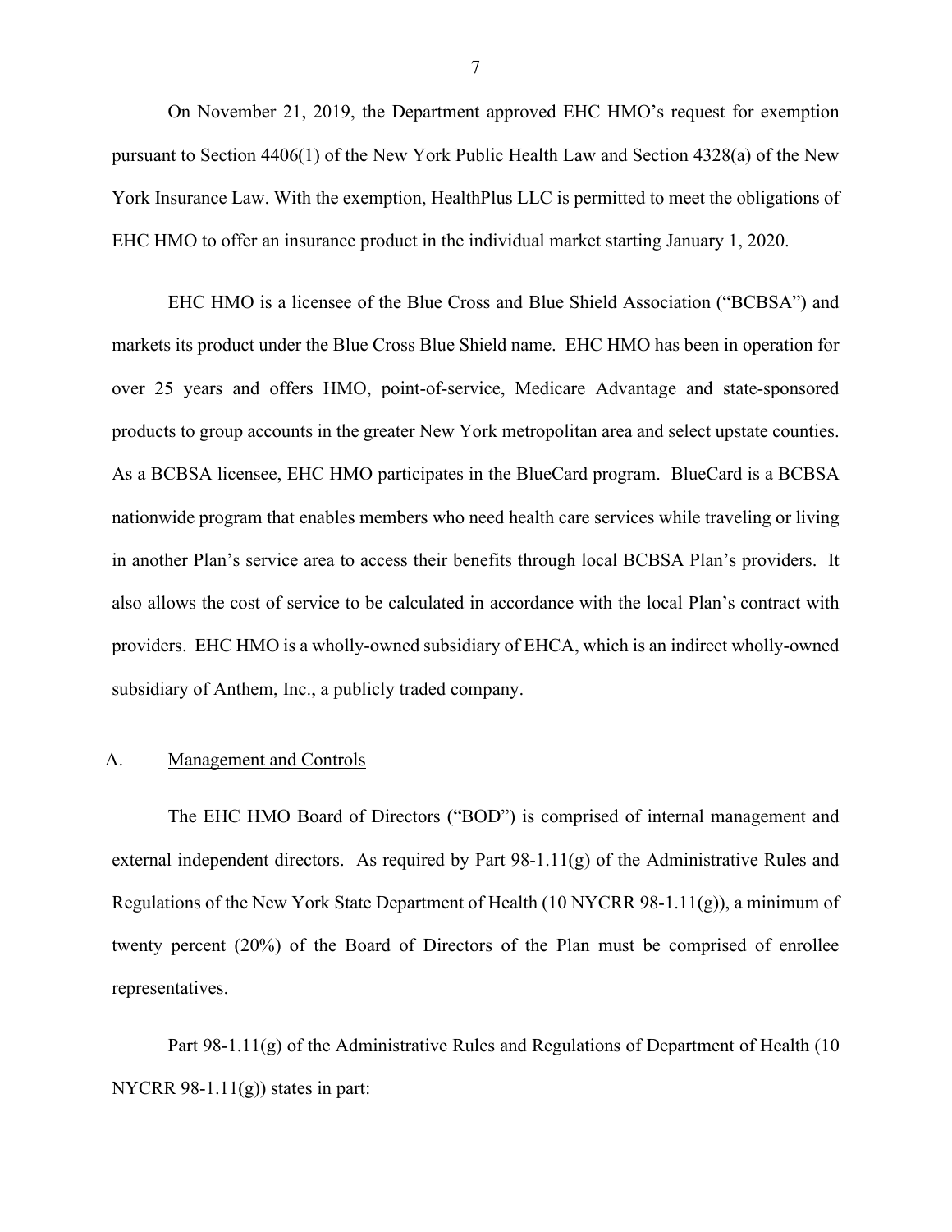On November 21, 2019, the Department approved EHC HMO's request for exemption pursuant to Section 4406(1) of the New York Public Health Law and Section 4328(a) of the New York Insurance Law. With the exemption, HealthPlus LLC is permitted to meet the obligations of EHC HMO to offer an insurance product in the individual market starting January 1, 2020.

EHC HMO is a licensee of the Blue Cross and Blue Shield Association ("BCBSA") and markets its product under the Blue Cross Blue Shield name. EHC HMO has been in operation for over 25 years and offers HMO, point-of-service, Medicare Advantage and state-sponsored products to group accounts in the greater New York metropolitan area and select upstate counties. As a BCBSA licensee, EHC HMO participates in the BlueCard program. BlueCard is a BCBSA nationwide program that enables members who need health care services while traveling or living in another Plan's service area to access their benefits through local BCBSA Plan's providers. It also allows the cost of service to be calculated in accordance with the local Plan's contract with providers. EHC HMO is a wholly-owned subsidiary of EHCA, which is an indirect wholly-owned subsidiary of Anthem, Inc., a publicly traded company.

## A. Management and Controls

The EHC HMO Board of Directors ("BOD") is comprised of internal management and external independent directors. As required by Part 98-1.11(g) of the Administrative Rules and Regulations of the New York State Department of Health (10 NYCRR 98-1.11(g)), a minimum of twenty percent (20%) of the Board of Directors of the Plan must be comprised of enrollee representatives.

Part 98-1.11(g) of the Administrative Rules and Regulations of Department of Health (10 NYCRR 98-1.11(g)) states in part: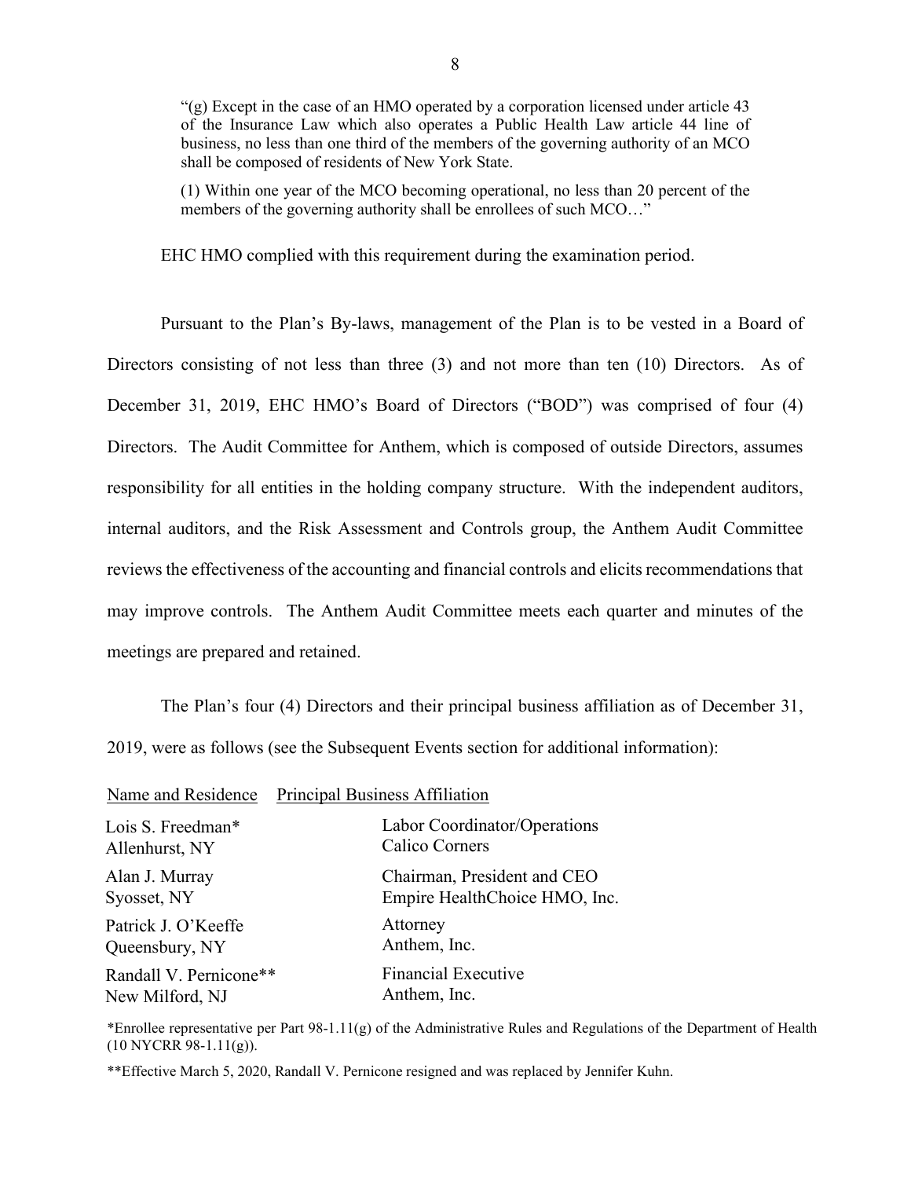> "(g) Except in the case of an HMO operated by a corporation licensed under article 43 of the Insurance Law which also operates a Public Health Law article 44 line of business, no less than one third of the members of the governing authority of an MCO shall be composed of residents of New York State.
>
> (1) Within one year of the MCO becoming operational, no less than 20 percent of the members of the governing authority shall be enrollees of such MCO…"

EHC HMO complied with this requirement during the examination period.

Pursuant to the Plan's By-laws, management of the Plan is to be vested in a Board of Directors consisting of not less than three (3) and not more than ten (10) Directors. As of December 31, 2019, EHC HMO's Board of Directors ("BOD") was comprised of four (4) Directors. The Audit Committee for Anthem, which is composed of outside Directors, assumes responsibility for all entities in the holding company structure. With the independent auditors, internal auditors, and the Risk Assessment and Controls group, the Anthem Audit Committee reviews the effectiveness of the accounting and financial controls and elicits recommendations that may improve controls. The Anthem Audit Committee meets each quarter and minutes of the meetings are prepared and retained.

The Plan's four (4) Directors and their principal business affiliation as of December 31, 2019, were as follows (see the Subsequent Events section for additional information):

| Name and Residence | Principal Business Affiliation |
| --- | --- |
| Lois S. Freedman*<br>Allenhurst, NY | Labor Coordinator/Operations<br>Calico Corners |
| Alan J. Murray<br>Syosset, NY | Chairman, President and CEO<br>Empire HealthChoice HMO, Inc. |
| Patrick J. O'Keeffe<br>Queensbury, NY | Attorney<br>Anthem, Inc. |
| Randall V. Pernicone**<br>New Milford, NJ | Financial Executive<br>Anthem, Inc. |

*Enrollee representative per Part 98-1.11(g) of the Administrative Rules and Regulations of the Department of Health (10 NYCRR 98-1.11(g)).

**Effective March 5, 2020, Randall V. Pernicone resigned and was replaced by Jennifer Kuhn.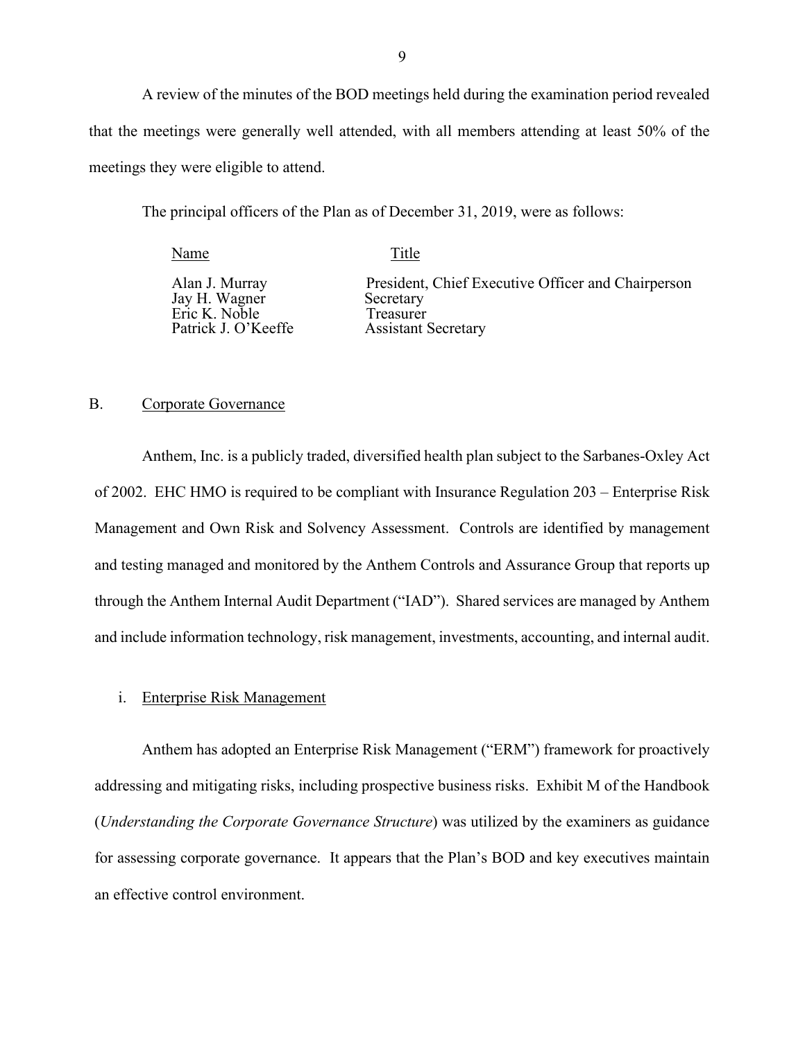A review of the minutes of the BOD meetings held during the examination period revealed that the meetings were generally well attended, with all members attending at least 50% of the meetings they were eligible to attend.

The principal officers of the Plan as of December 31, 2019, were as follows:

| Name | Title |
|---|---|
| Alan J. Murray | President, Chief Executive Officer and Chairperson |
| Jay H. Wagner | Secretary |
| Eric K. Noble | Treasurer |
| Patrick J. O'Keeffe | Assistant Secretary |

## B. Corporate Governance

Anthem, Inc. is a publicly traded, diversified health plan subject to the Sarbanes-Oxley Act of 2002. EHC HMO is required to be compliant with Insurance Regulation 203 – Enterprise Risk Management and Own Risk and Solvency Assessment. Controls are identified by management and testing managed and monitored by the Anthem Controls and Assurance Group that reports up through the Anthem Internal Audit Department ("IAD"). Shared services are managed by Anthem and include information technology, risk management, investments, accounting, and internal audit.

### i. Enterprise Risk Management

Anthem has adopted an Enterprise Risk Management ("ERM") framework for proactively addressing and mitigating risks, including prospective business risks. Exhibit M of the Handbook (*Understanding the Corporate Governance Structure*) was utilized by the examiners as guidance for assessing corporate governance. It appears that the Plan's BOD and key executives maintain an effective control environment.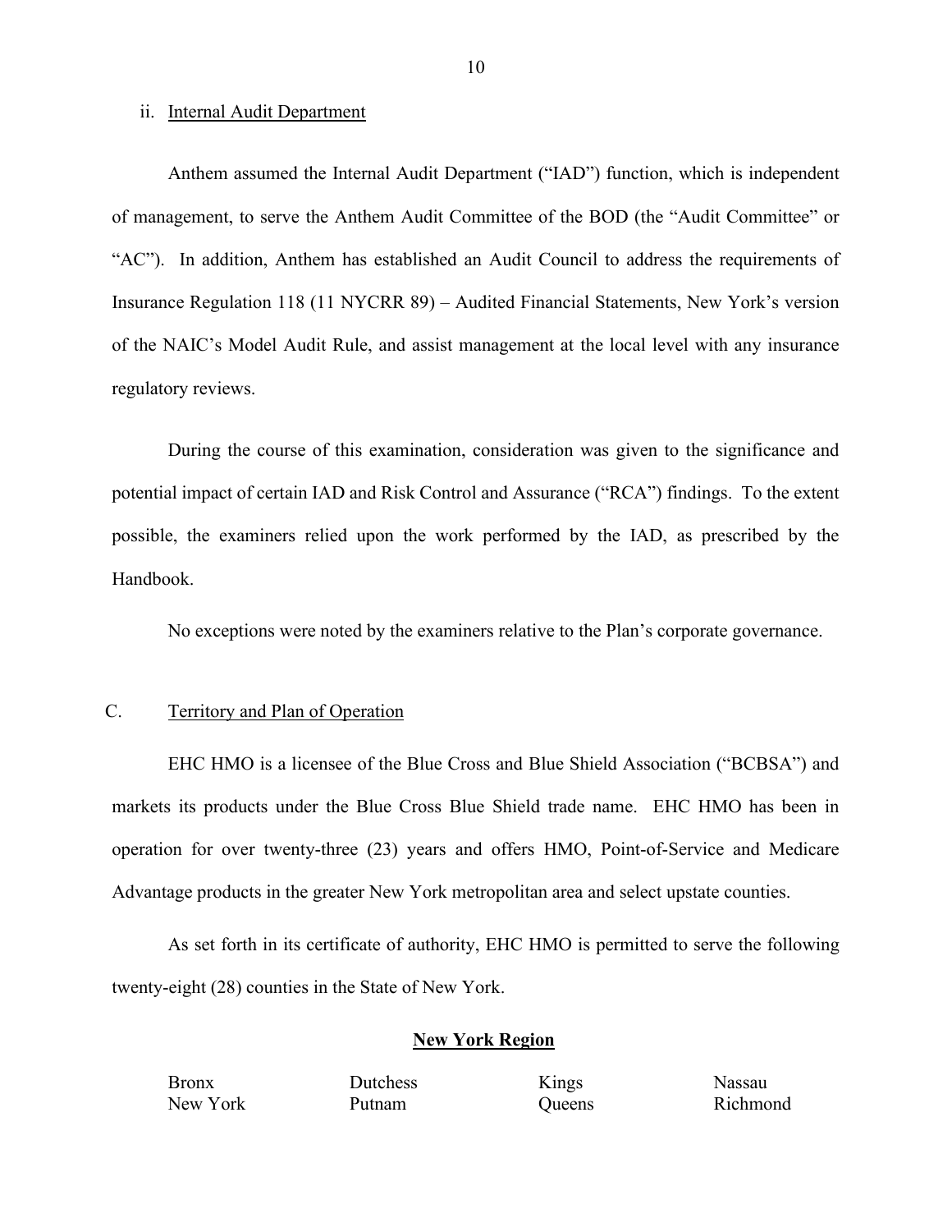ii. Internal Audit Department

Anthem assumed the Internal Audit Department ("IAD") function, which is independent of management, to serve the Anthem Audit Committee of the BOD (the "Audit Committee" or "AC"). In addition, Anthem has established an Audit Council to address the requirements of Insurance Regulation 118 (11 NYCRR 89) – Audited Financial Statements, New York's version of the NAIC's Model Audit Rule, and assist management at the local level with any insurance regulatory reviews.

During the course of this examination, consideration was given to the significance and potential impact of certain IAD and Risk Control and Assurance ("RCA") findings. To the extent possible, the examiners relied upon the work performed by the IAD, as prescribed by the Handbook.

No exceptions were noted by the examiners relative to the Plan's corporate governance.

## C. Territory and Plan of Operation

EHC HMO is a licensee of the Blue Cross and Blue Shield Association ("BCBSA") and markets its products under the Blue Cross Blue Shield trade name. EHC HMO has been in operation for over twenty-three (23) years and offers HMO, Point-of-Service and Medicare Advantage products in the greater New York metropolitan area and select upstate counties.

As set forth in its certificate of authority, EHC HMO is permitted to serve the following twenty-eight (28) counties in the State of New York.

**New York Region**

| | | | |
|---|---|---|---|
| Bronx | Dutchess | Kings | Nassau |
| New York | Putnam | Queens | Richmond |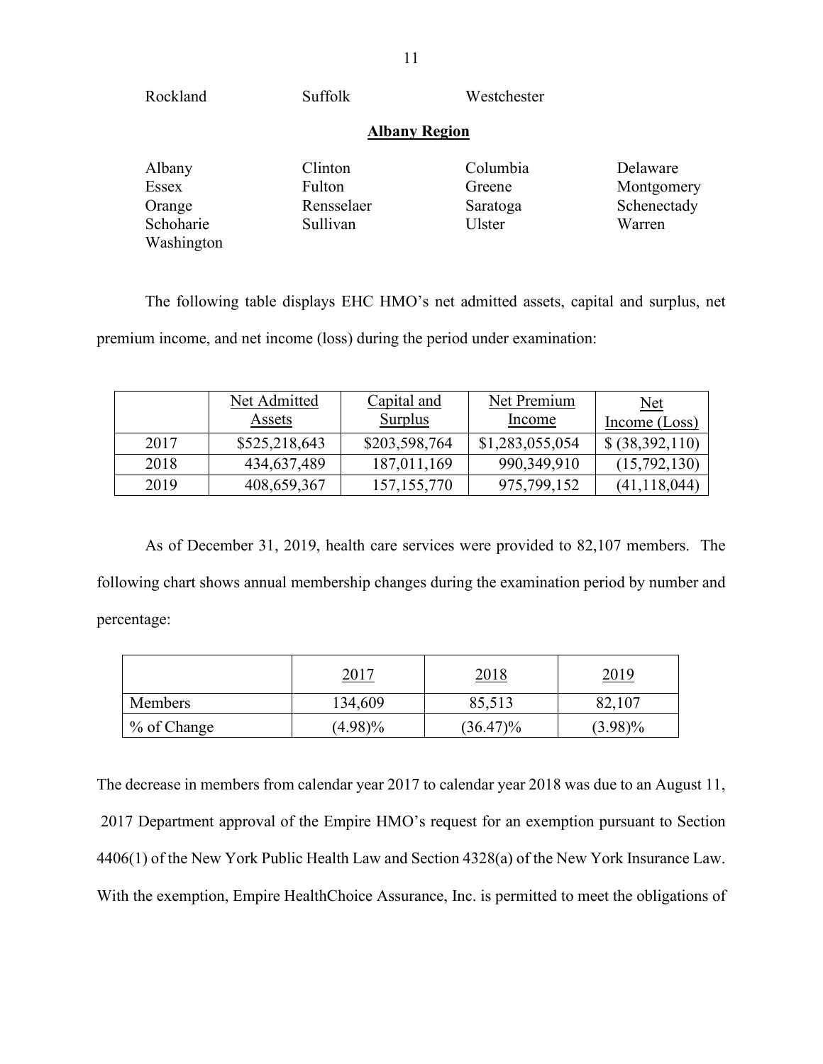| | | |
|---|---|---|
| Rockland | Suffolk | Westchester |

**Albany Region**

| | | | |
|---|---|---|---|
| Albany | Clinton | Columbia | Delaware |
| Essex | Fulton | Greene | Montgomery |
| Orange | Rensselaer | Saratoga | Schenectady |
| Schoharie | Sullivan | Ulster | Warren |
| Washington | | | |

The following table displays EHC HMO's net admitted assets, capital and surplus, net premium income, and net income (loss) during the period under examination:

| | Net Admitted Assets | Capital and Surplus | Net Premium Income | Net Income (Loss) |
|---|---|---|---|---|
| 2017 | $525,218,643 | $203,598,764 | $1,283,055,054 | $ (38,392,110) |
| 2018 | 434,637,489 | 187,011,169 | 990,349,910 | (15,792,130) |
| 2019 | 408,659,367 | 157,155,770 | 975,799,152 | (41,118,044) |

As of December 31, 2019, health care services were provided to 82,107 members. The following chart shows annual membership changes during the examination period by number and percentage:

| | 2017 | 2018 | 2019 |
|---|---|---|---|
| Members | 134,609 | 85,513 | 82,107 |
| % of Change | (4.98)% | (36.47)% | (3.98)% |

The decrease in members from calendar year 2017 to calendar year 2018 was due to an August 11, 2017 Department approval of the Empire HMO's request for an exemption pursuant to Section 4406(1) of the New York Public Health Law and Section 4328(a) of the New York Insurance Law. With the exemption, Empire HealthChoice Assurance, Inc. is permitted to meet the obligations of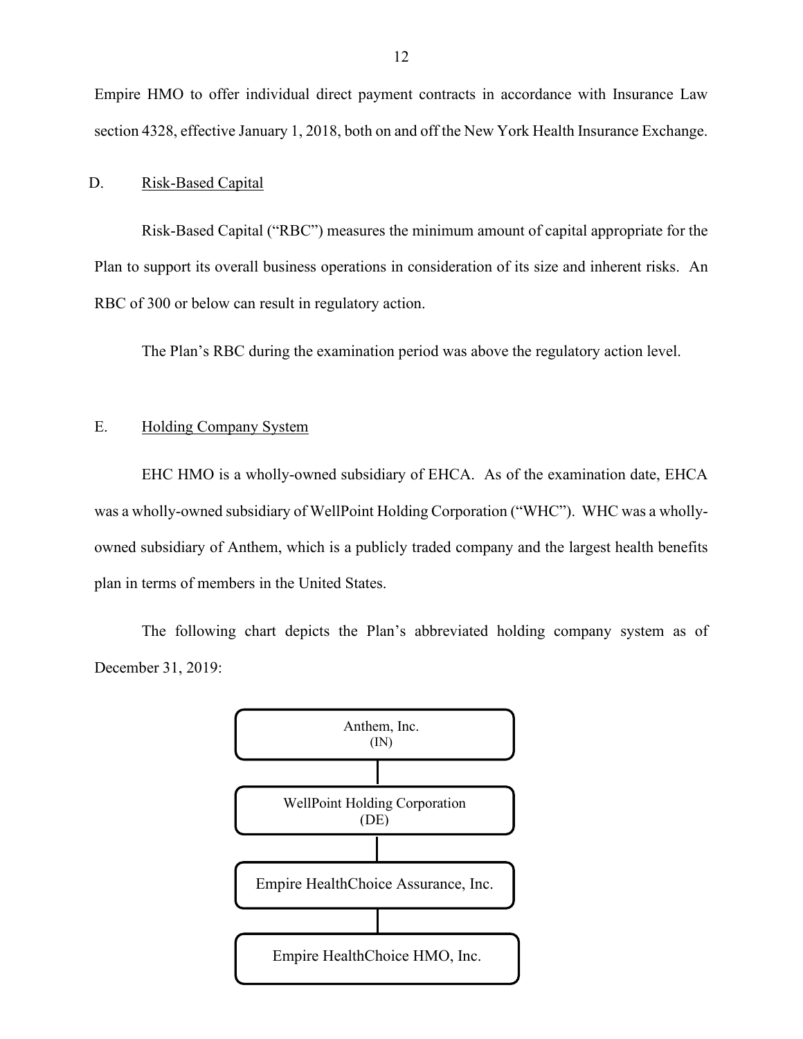Empire HMO to offer individual direct payment contracts in accordance with Insurance Law section 4328, effective January 1, 2018, both on and off the New York Health Insurance Exchange.

## D. Risk-Based Capital

Risk-Based Capital ("RBC") measures the minimum amount of capital appropriate for the Plan to support its overall business operations in consideration of its size and inherent risks. An RBC of 300 or below can result in regulatory action.

The Plan's RBC during the examination period was above the regulatory action level.

## E. Holding Company System

EHC HMO is a wholly-owned subsidiary of EHCA. As of the examination date, EHCA was a wholly-owned subsidiary of WellPoint Holding Corporation ("WHC"). WHC was a wholly-owned subsidiary of Anthem, which is a publicly traded company and the largest health benefits plan in terms of members in the United States.

The following chart depicts the Plan's abbreviated holding company system as of December 31, 2019:

Anthem, Inc.
(IN)

WellPoint Holding Corporation
(DE)

Empire HealthChoice Assurance, Inc.

Empire HealthChoice HMO, Inc.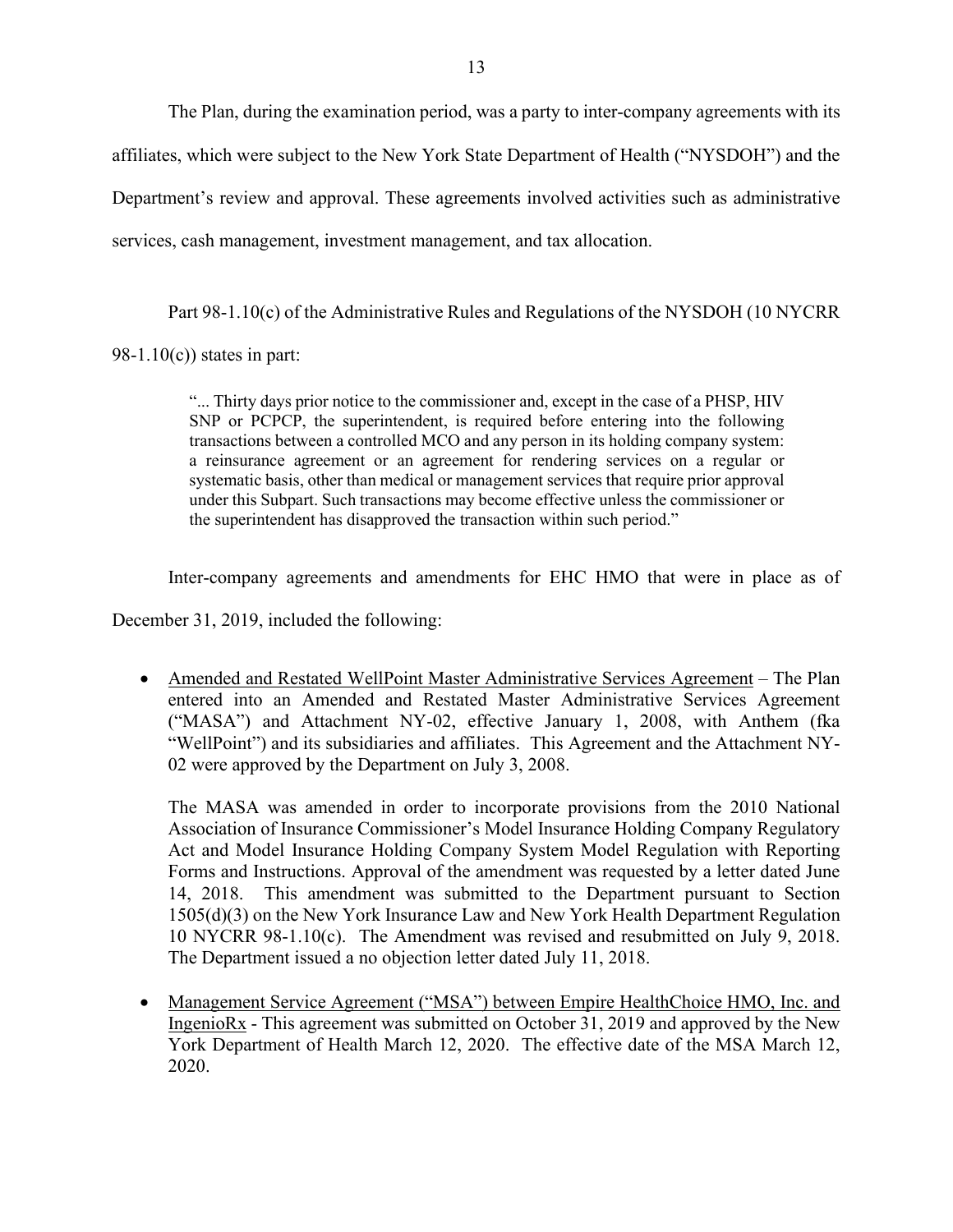The Plan, during the examination period, was a party to inter-company agreements with its affiliates, which were subject to the New York State Department of Health ("NYSDOH") and the Department's review and approval. These agreements involved activities such as administrative services, cash management, investment management, and tax allocation.

Part 98-1.10(c) of the Administrative Rules and Regulations of the NYSDOH (10 NYCRR 98-1.10(c)) states in part:

> "... Thirty days prior notice to the commissioner and, except in the case of a PHSP, HIV SNP or PCPCP, the superintendent, is required before entering into the following transactions between a controlled MCO and any person in its holding company system: a reinsurance agreement or an agreement for rendering services on a regular or systematic basis, other than medical or management services that require prior approval under this Subpart. Such transactions may become effective unless the commissioner or the superintendent has disapproved the transaction within such period."

Inter-company agreements and amendments for EHC HMO that were in place as of December 31, 2019, included the following:

- Amended and Restated WellPoint Master Administrative Services Agreement – The Plan entered into an Amended and Restated Master Administrative Services Agreement ("MASA") and Attachment NY-02, effective January 1, 2008, with Anthem (fka "WellPoint") and its subsidiaries and affiliates. This Agreement and the Attachment NY-02 were approved by the Department on July 3, 2008.

  The MASA was amended in order to incorporate provisions from the 2010 National Association of Insurance Commissioner's Model Insurance Holding Company Regulatory Act and Model Insurance Holding Company System Model Regulation with Reporting Forms and Instructions. Approval of the amendment was requested by a letter dated June 14, 2018. This amendment was submitted to the Department pursuant to Section 1505(d)(3) on the New York Insurance Law and New York Health Department Regulation 10 NYCRR 98-1.10(c). The Amendment was revised and resubmitted on July 9, 2018. The Department issued a no objection letter dated July 11, 2018.

- Management Service Agreement ("MSA") between Empire HealthChoice HMO, Inc. and IngenioRx - This agreement was submitted on October 31, 2019 and approved by the New York Department of Health March 12, 2020. The effective date of the MSA March 12, 2020.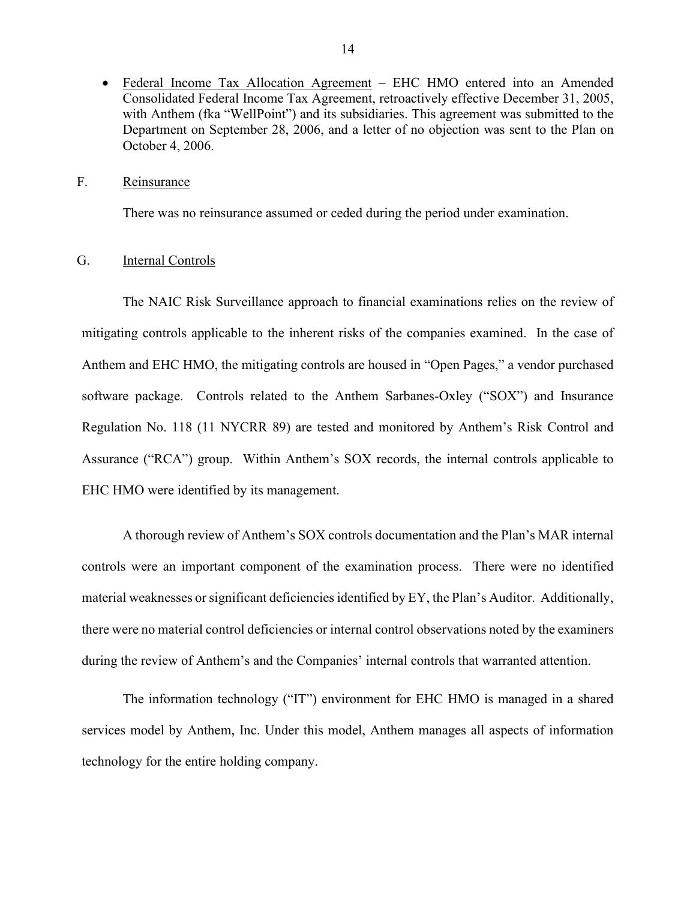- Federal Income Tax Allocation Agreement – EHC HMO entered into an Amended Consolidated Federal Income Tax Agreement, retroactively effective December 31, 2005, with Anthem (fka "WellPoint") and its subsidiaries. This agreement was submitted to the Department on September 28, 2006, and a letter of no objection was sent to the Plan on October 4, 2006.

## F. Reinsurance

There was no reinsurance assumed or ceded during the period under examination.

## G. Internal Controls

The NAIC Risk Surveillance approach to financial examinations relies on the review of mitigating controls applicable to the inherent risks of the companies examined. In the case of Anthem and EHC HMO, the mitigating controls are housed in "Open Pages," a vendor purchased software package. Controls related to the Anthem Sarbanes-Oxley ("SOX") and Insurance Regulation No. 118 (11 NYCRR 89) are tested and monitored by Anthem's Risk Control and Assurance ("RCA") group. Within Anthem's SOX records, the internal controls applicable to EHC HMO were identified by its management.

A thorough review of Anthem's SOX controls documentation and the Plan's MAR internal controls were an important component of the examination process. There were no identified material weaknesses or significant deficiencies identified by EY, the Plan's Auditor. Additionally, there were no material control deficiencies or internal control observations noted by the examiners during the review of Anthem's and the Companies' internal controls that warranted attention.

The information technology ("IT") environment for EHC HMO is managed in a shared services model by Anthem, Inc. Under this model, Anthem manages all aspects of information technology for the entire holding company.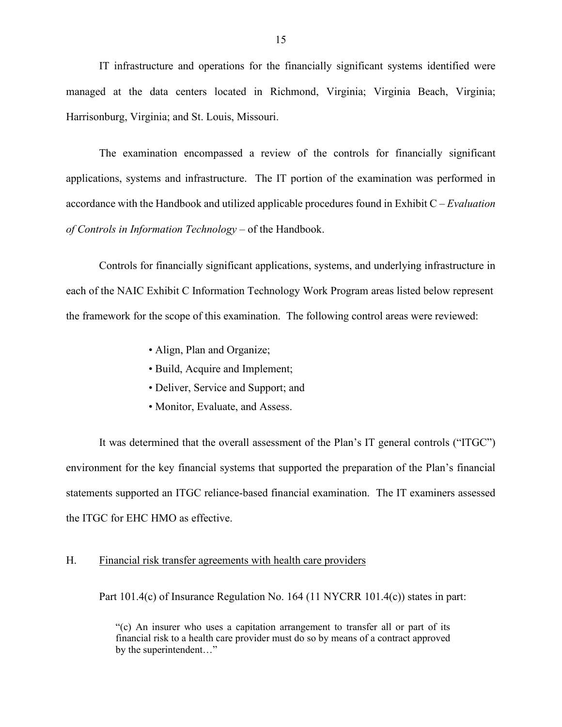IT infrastructure and operations for the financially significant systems identified were managed at the data centers located in Richmond, Virginia; Virginia Beach, Virginia; Harrisonburg, Virginia; and St. Louis, Missouri.

The examination encompassed a review of the controls for financially significant applications, systems and infrastructure. The IT portion of the examination was performed in accordance with the Handbook and utilized applicable procedures found in Exhibit C – *Evaluation of Controls in Information Technology* – of the Handbook.

Controls for financially significant applications, systems, and underlying infrastructure in each of the NAIC Exhibit C Information Technology Work Program areas listed below represent the framework for the scope of this examination. The following control areas were reviewed:

- Align, Plan and Organize;
- Build, Acquire and Implement;
- Deliver, Service and Support; and
- Monitor, Evaluate, and Assess.

It was determined that the overall assessment of the Plan's IT general controls ("ITGC") environment for the key financial systems that supported the preparation of the Plan's financial statements supported an ITGC reliance-based financial examination. The IT examiners assessed the ITGC for EHC HMO as effective.

## H. Financial risk transfer agreements with health care providers

Part 101.4(c) of Insurance Regulation No. 164 (11 NYCRR 101.4(c)) states in part:

> "(c) An insurer who uses a capitation arrangement to transfer all or part of its financial risk to a health care provider must do so by means of a contract approved by the superintendent…"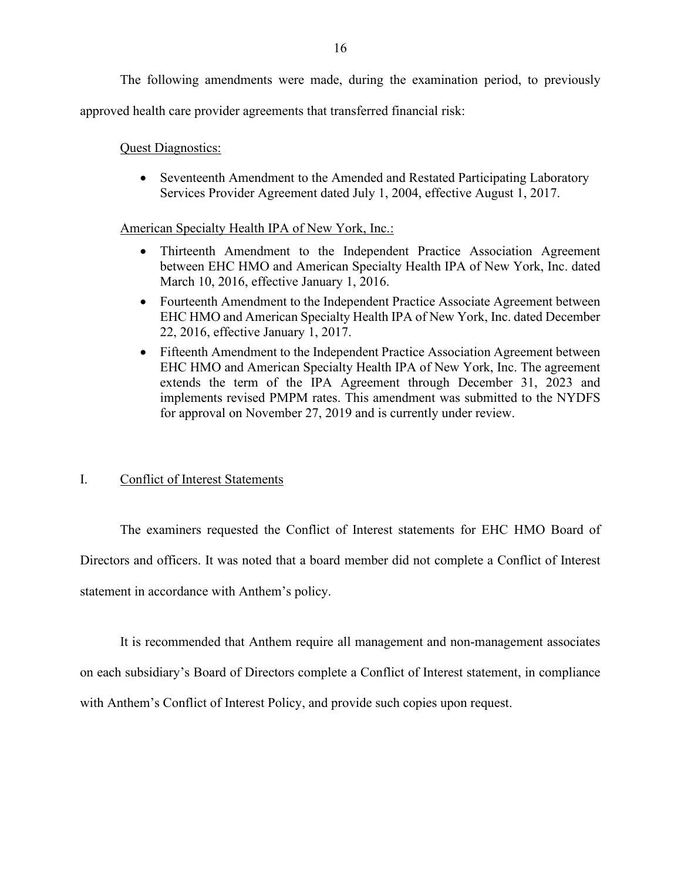The following amendments were made, during the examination period, to previously approved health care provider agreements that transferred financial risk:

Quest Diagnostics:

- Seventeenth Amendment to the Amended and Restated Participating Laboratory Services Provider Agreement dated July 1, 2004, effective August 1, 2017.

American Specialty Health IPA of New York, Inc.:

- Thirteenth Amendment to the Independent Practice Association Agreement between EHC HMO and American Specialty Health IPA of New York, Inc. dated March 10, 2016, effective January 1, 2016.
- Fourteenth Amendment to the Independent Practice Associate Agreement between EHC HMO and American Specialty Health IPA of New York, Inc. dated December 22, 2016, effective January 1, 2017.
- Fifteenth Amendment to the Independent Practice Association Agreement between EHC HMO and American Specialty Health IPA of New York, Inc. The agreement extends the term of the IPA Agreement through December 31, 2023 and implements revised PMPM rates. This amendment was submitted to the NYDFS for approval on November 27, 2019 and is currently under review.

## I. Conflict of Interest Statements

The examiners requested the Conflict of Interest statements for EHC HMO Board of Directors and officers. It was noted that a board member did not complete a Conflict of Interest statement in accordance with Anthem's policy.

It is recommended that Anthem require all management and non-management associates on each subsidiary's Board of Directors complete a Conflict of Interest statement, in compliance with Anthem's Conflict of Interest Policy, and provide such copies upon request.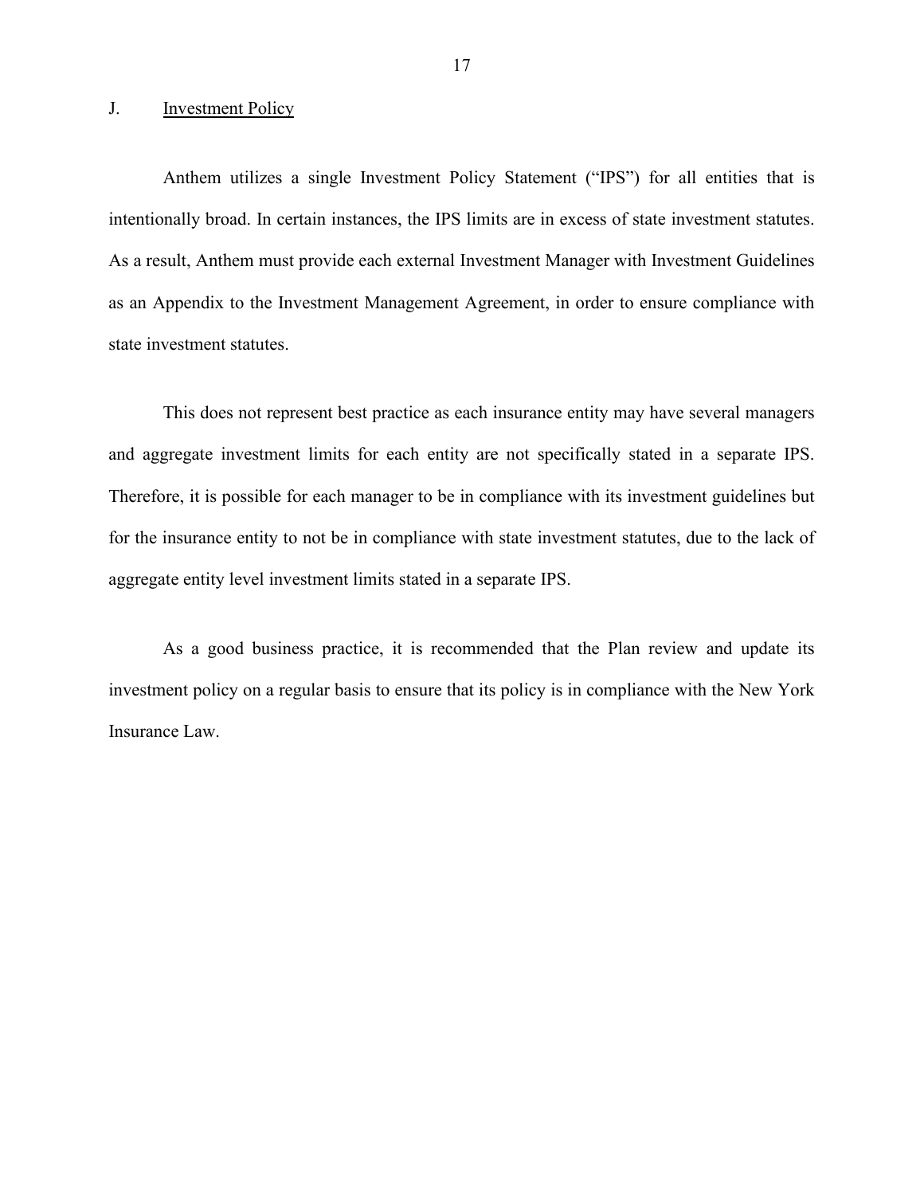## J. Investment Policy

Anthem utilizes a single Investment Policy Statement (“IPS”) for all entities that is intentionally broad. In certain instances, the IPS limits are in excess of state investment statutes. As a result, Anthem must provide each external Investment Manager with Investment Guidelines as an Appendix to the Investment Management Agreement, in order to ensure compliance with state investment statutes.

This does not represent best practice as each insurance entity may have several managers and aggregate investment limits for each entity are not specifically stated in a separate IPS. Therefore, it is possible for each manager to be in compliance with its investment guidelines but for the insurance entity to not be in compliance with state investment statutes, due to the lack of aggregate entity level investment limits stated in a separate IPS.

As a good business practice, it is recommended that the Plan review and update its investment policy on a regular basis to ensure that its policy is in compliance with the New York Insurance Law.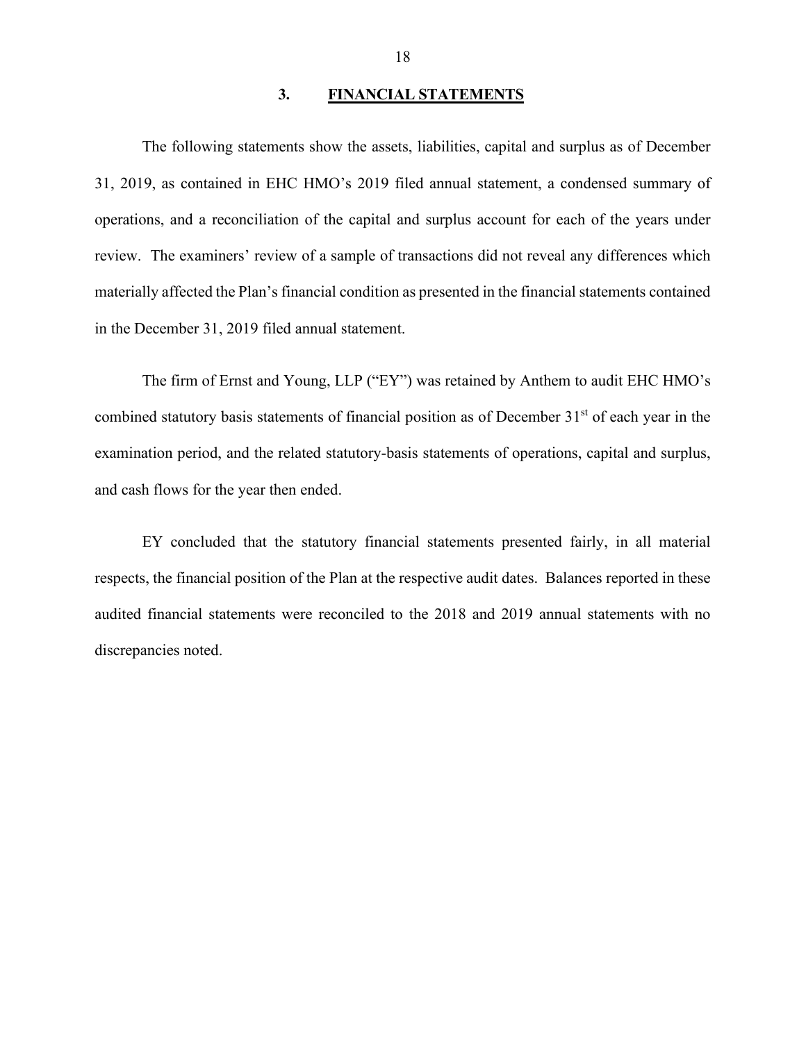## 3. **FINANCIAL STATEMENTS**

The following statements show the assets, liabilities, capital and surplus as of December 31, 2019, as contained in EHC HMO's 2019 filed annual statement, a condensed summary of operations, and a reconciliation of the capital and surplus account for each of the years under review. The examiners' review of a sample of transactions did not reveal any differences which materially affected the Plan's financial condition as presented in the financial statements contained in the December 31, 2019 filed annual statement.

The firm of Ernst and Young, LLP ("EY") was retained by Anthem to audit EHC HMO's combined statutory basis statements of financial position as of December 31st of each year in the examination period, and the related statutory-basis statements of operations, capital and surplus, and cash flows for the year then ended.

EY concluded that the statutory financial statements presented fairly, in all material respects, the financial position of the Plan at the respective audit dates. Balances reported in these audited financial statements were reconciled to the 2018 and 2019 annual statements with no discrepancies noted.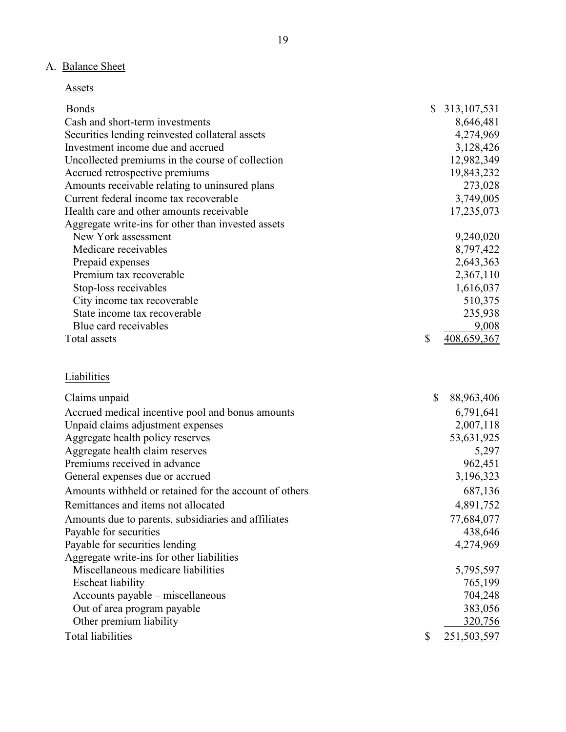A. Balance Sheet

Assets

| | |
|---|---|
| Bonds | $ 313,107,531 |
| Cash and short-term investments | 8,646,481 |
| Securities lending reinvested collateral assets | 4,274,969 |
| Investment income due and accrued | 3,128,426 |
| Uncollected premiums in the course of collection | 12,982,349 |
| Accrued retrospective premiums | 19,843,232 |
| Amounts receivable relating to uninsured plans | 273,028 |
| Current federal income tax recoverable | 3,749,005 |
| Health care and other amounts receivable | 17,235,073 |
| Aggregate write-ins for other than invested assets | |
| New York assessment | 9,240,020 |
| Medicare receivables | 8,797,422 |
| Prepaid expenses | 2,643,363 |
| Premium tax recoverable | 2,367,110 |
| Stop-loss receivables | 1,616,037 |
| City income tax recoverable | 510,375 |
| State income tax recoverable | 235,938 |
| Blue card receivables | 9,008 |
| Total assets | $ 408,659,367 |

Liabilities

| | |
|---|---|
| Claims unpaid | $ 88,963,406 |
| Accrued medical incentive pool and bonus amounts | 6,791,641 |
| Unpaid claims adjustment expenses | 2,007,118 |
| Aggregate health policy reserves | 53,631,925 |
| Aggregate health claim reserves | 5,297 |
| Premiums received in advance | 962,451 |
| General expenses due or accrued | 3,196,323 |
| Amounts withheld or retained for the account of others | 687,136 |
| Remittances and items not allocated | 4,891,752 |
| Amounts due to parents, subsidiaries and affiliates | 77,684,077 |
| Payable for securities | 438,646 |
| Payable for securities lending | 4,274,969 |
| Aggregate write-ins for other liabilities | |
| Miscellaneous medicare liabilities | 5,795,597 |
| Escheat liability | 765,199 |
| Accounts payable – miscellaneous | 704,248 |
| Out of area program payable | 383,056 |
| Other premium liability | 320,756 |
| Total liabilities | $ 251,503,597 |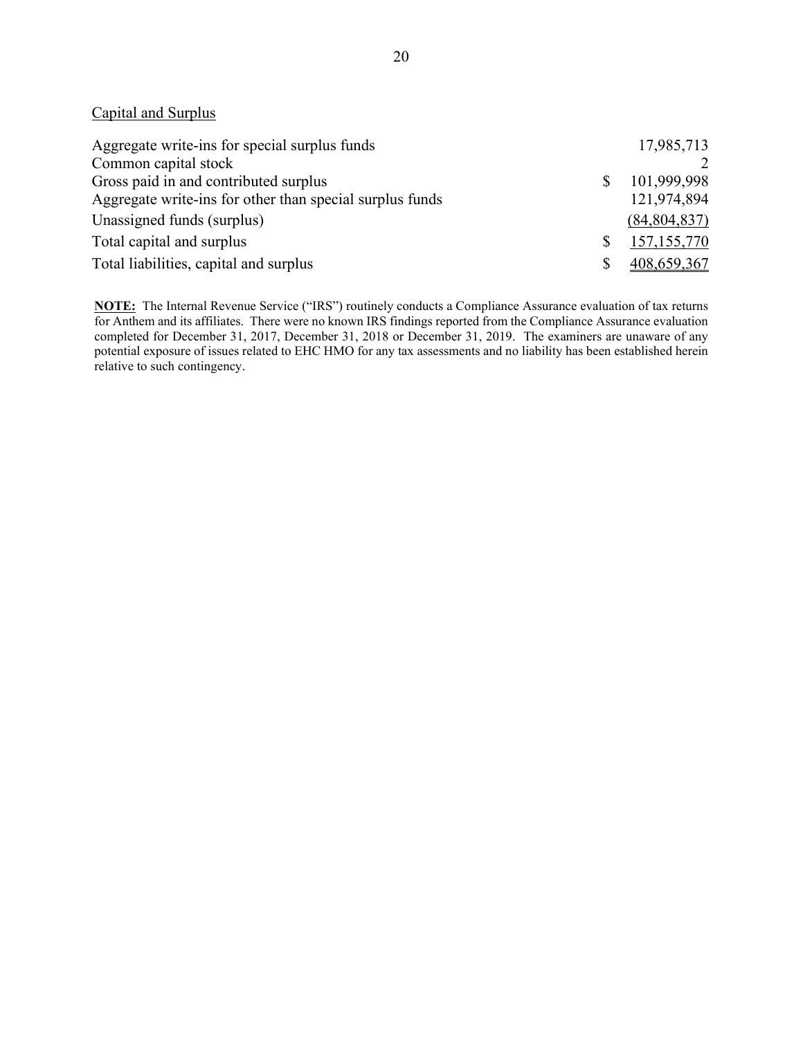Capital and Surplus

| | | |
|---|---|---|
| Aggregate write-ins for special surplus funds | | 17,985,713 |
| Common capital stock | | 2 |
| Gross paid in and contributed surplus | $ | 101,999,998 |
| Aggregate write-ins for other than special surplus funds | | 121,974,894 |
| Unassigned funds (surplus) | | (84,804,837) |
| Total capital and surplus | $ | 157,155,770 |
| Total liabilities, capital and surplus | $ | 408,659,367 |

**NOTE:** The Internal Revenue Service ("IRS") routinely conducts a Compliance Assurance evaluation of tax returns for Anthem and its affiliates. There were no known IRS findings reported from the Compliance Assurance evaluation completed for December 31, 2017, December 31, 2018 or December 31, 2019. The examiners are unaware of any potential exposure of issues related to EHC HMO for any tax assessments and no liability has been established herein relative to such contingency.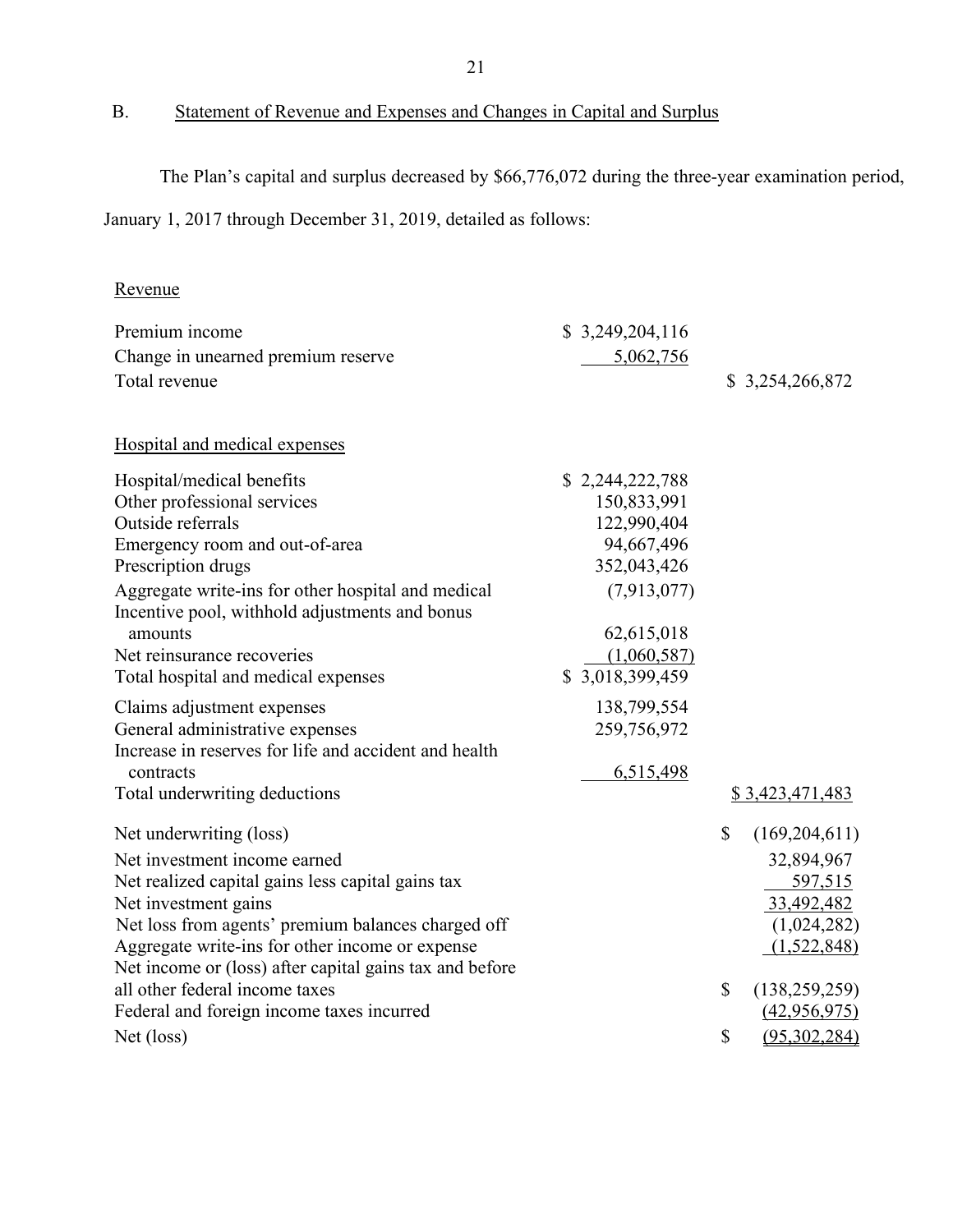## B. Statement of Revenue and Expenses and Changes in Capital and Surplus

The Plan's capital and surplus decreased by $66,776,072 during the three-year examination period, January 1, 2017 through December 31, 2019, detailed as follows:

| | | |
|---|---|---|
| Revenue | | |
| Premium income | $ 3,249,204,116 | |
| Change in unearned premium reserve | 5,062,756 | |
| Total revenue | | $ 3,254,266,872 |
| | | |
| Hospital and medical expenses | | |
| Hospital/medical benefits | $ 2,244,222,788 | |
| Other professional services | 150,833,991 | |
| Outside referrals | 122,990,404 | |
| Emergency room and out-of-area | 94,667,496 | |
| Prescription drugs | 352,043,426 | |
| Aggregate write-ins for other hospital and medical | (7,913,077) | |
| Incentive pool, withhold adjustments and bonus amounts | 62,615,018 | |
| Net reinsurance recoveries | (1,060,587) | |
| Total hospital and medical expenses | $ 3,018,399,459 | |
| Claims adjustment expenses | 138,799,554 | |
| General administrative expenses | 259,756,972 | |
| Increase in reserves for life and accident and health contracts | 6,515,498 | |
| Total underwriting deductions | | $ 3,423,471,483 |
| Net underwriting (loss) | | $ (169,204,611) |
| Net investment income earned | | 32,894,967 |
| Net realized capital gains less capital gains tax | | 597,515 |
| Net investment gains | | 33,492,482 |
| Net loss from agents' premium balances charged off | | (1,024,282) |
| Aggregate write-ins for other income or expense | | (1,522,848) |
| Net income or (loss) after capital gains tax and before all other federal income taxes | | $ (138,259,259) |
| Federal and foreign income taxes incurred | | (42,956,975) |
| Net (loss) | | $ (95,302,284) |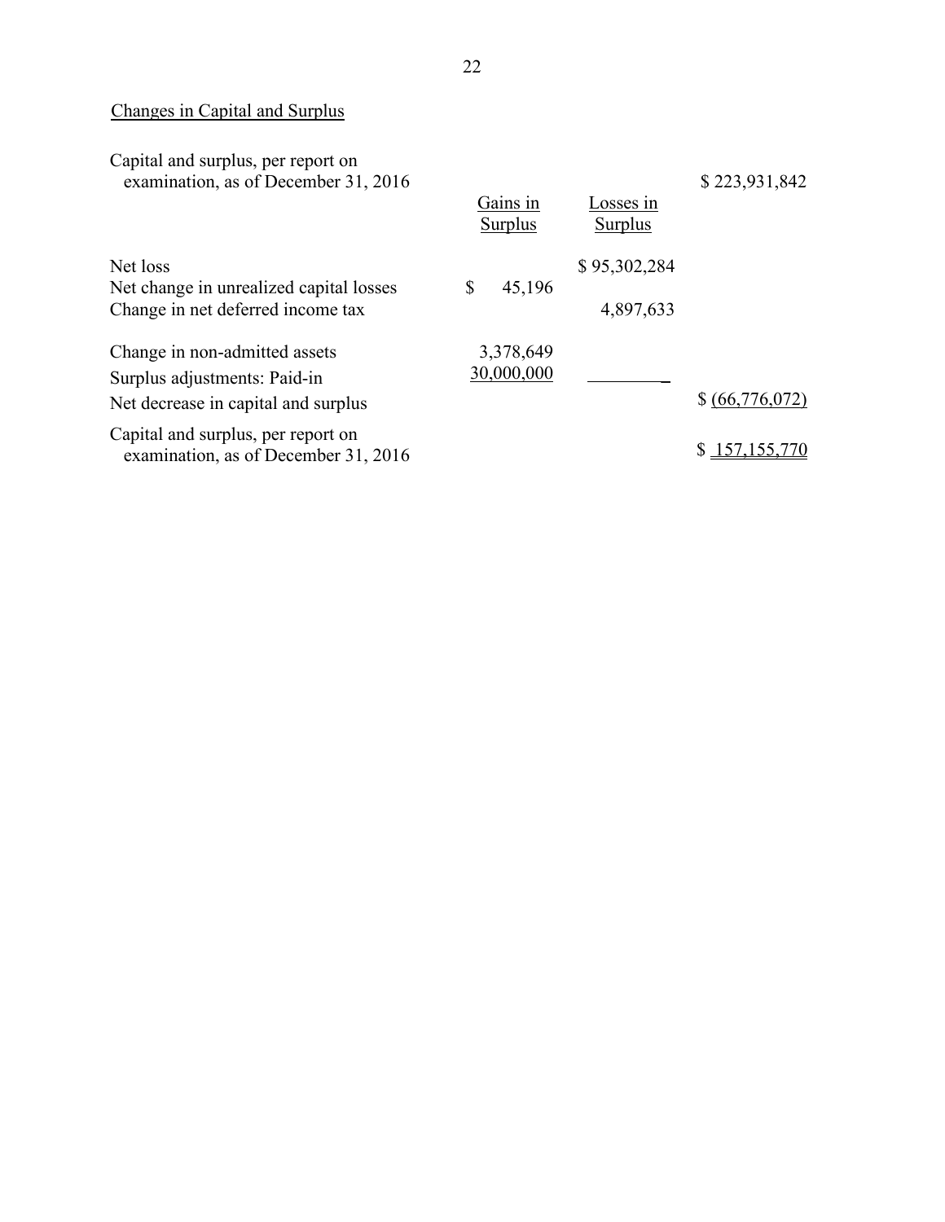Changes in Capital and Surplus

| | Gains in Surplus | Losses in Surplus | |
|---|---|---|---|
| Capital and surplus, per report on examination, as of December 31, 2016 | | | $ 223,931,842 |
| Net loss | | $ 95,302,284 | |
| Net change in unrealized capital losses | $ 45,196 | | |
| Change in net deferred income tax | | 4,897,633 | |
| Change in non-admitted assets | 3,378,649 | | |
| Surplus adjustments: Paid-in | 30,000,000 | | |
| Net decrease in capital and surplus | | | $ (66,776,072) |
| Capital and surplus, per report on examination, as of December 31, 2016 | | | $ 157,155,770 |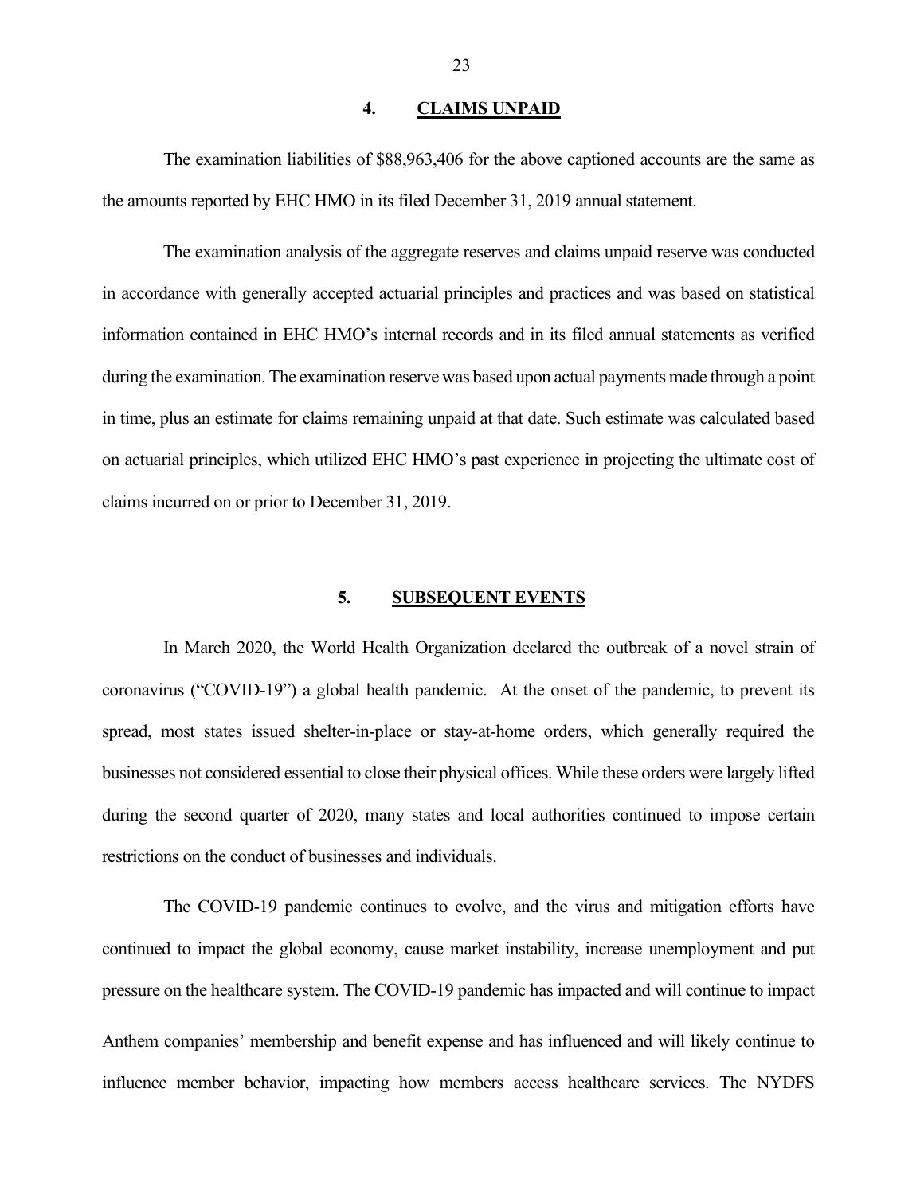## 4. CLAIMS UNPAID

The examination liabilities of $88,963,406 for the above captioned accounts are the same as the amounts reported by EHC HMO in its filed December 31, 2019 annual statement.

The examination analysis of the aggregate reserves and claims unpaid reserve was conducted in accordance with generally accepted actuarial principles and practices and was based on statistical information contained in EHC HMO's internal records and in its filed annual statements as verified during the examination. The examination reserve was based upon actual payments made through a point in time, plus an estimate for claims remaining unpaid at that date. Such estimate was calculated based on actuarial principles, which utilized EHC HMO's past experience in projecting the ultimate cost of claims incurred on or prior to December 31, 2019.

## 5. SUBSEQUENT EVENTS

In March 2020, the World Health Organization declared the outbreak of a novel strain of coronavirus ("COVID-19") a global health pandemic. At the onset of the pandemic, to prevent its spread, most states issued shelter-in-place or stay-at-home orders, which generally required the businesses not considered essential to close their physical offices. While these orders were largely lifted during the second quarter of 2020, many states and local authorities continued to impose certain restrictions on the conduct of businesses and individuals.

The COVID-19 pandemic continues to evolve, and the virus and mitigation efforts have continued to impact the global economy, cause market instability, increase unemployment and put pressure on the healthcare system. The COVID-19 pandemic has impacted and will continue to impact Anthem companies' membership and benefit expense and has influenced and will likely continue to influence member behavior, impacting how members access healthcare services. The NYDFS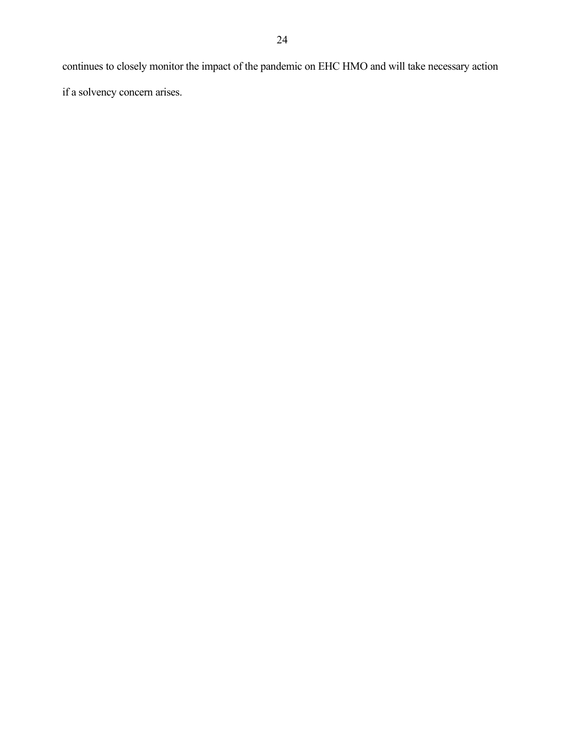continues to closely monitor the impact of the pandemic on EHC HMO and will take necessary action if a solvency concern arises.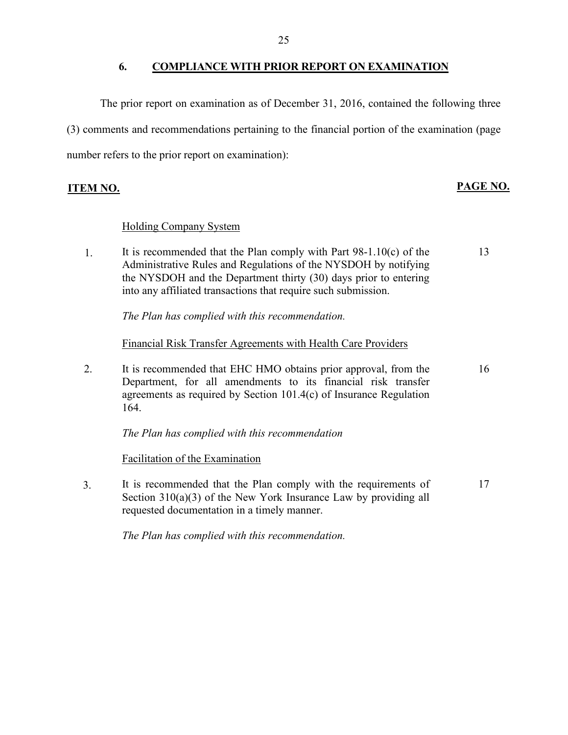## 6. COMPLIANCE WITH PRIOR REPORT ON EXAMINATION

The prior report on examination as of December 31, 2016, contained the following three (3) comments and recommendations pertaining to the financial portion of the examination (page number refers to the prior report on examination):

| ITEM NO. | | PAGE NO. |
|---|---|---|
| | Holding Company System | |
| 1. | It is recommended that the Plan comply with Part 98-1.10(c) of the Administrative Rules and Regulations of the NYSDOH by notifying the NYSDOH and the Department thirty (30) days prior to entering into any affiliated transactions that require such submission. | 13 |
| | *The Plan has complied with this recommendation.* | |
| | Financial Risk Transfer Agreements with Health Care Providers | |
| 2. | It is recommended that EHC HMO obtains prior approval, from the Department, for all amendments to its financial risk transfer agreements as required by Section 101.4(c) of Insurance Regulation 164. | 16 |
| | *The Plan has complied with this recommendation* | |
| | Facilitation of the Examination | |
| 3. | It is recommended that the Plan comply with the requirements of Section 310(a)(3) of the New York Insurance Law by providing all requested documentation in a timely manner. | 17 |
| | *The Plan has complied with this recommendation.* | |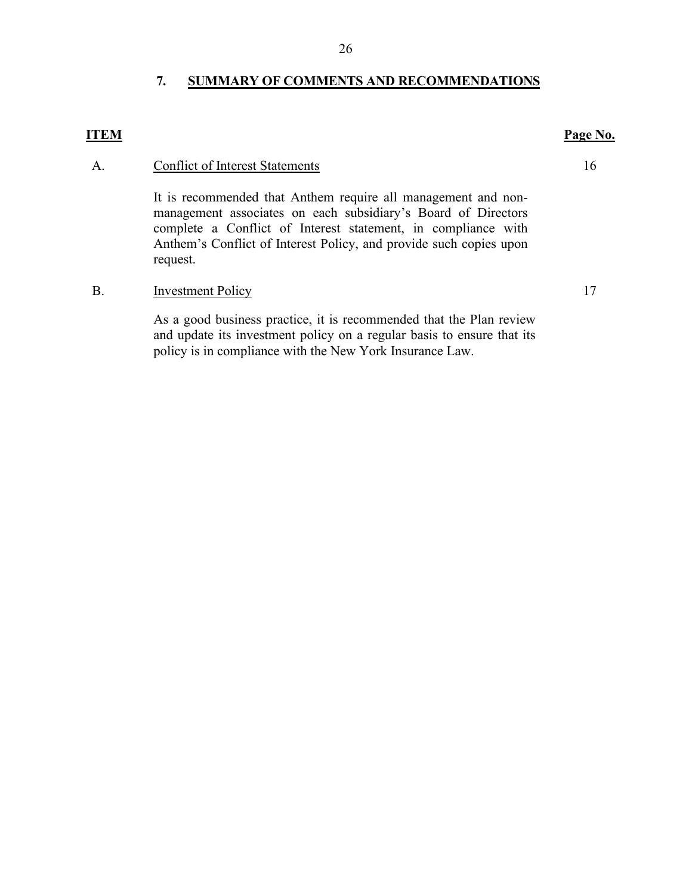## 7. SUMMARY OF COMMENTS AND RECOMMENDATIONS

| ITEM | | Page No. |
|---|---|---|
| A. | Conflict of Interest Statements | 16 |
| | It is recommended that Anthem require all management and non-management associates on each subsidiary's Board of Directors complete a Conflict of Interest statement, in compliance with Anthem's Conflict of Interest Policy, and provide such copies upon request. | |
| B. | Investment Policy | 17 |
| | As a good business practice, it is recommended that the Plan review and update its investment policy on a regular basis to ensure that its policy is in compliance with the New York Insurance Law. | |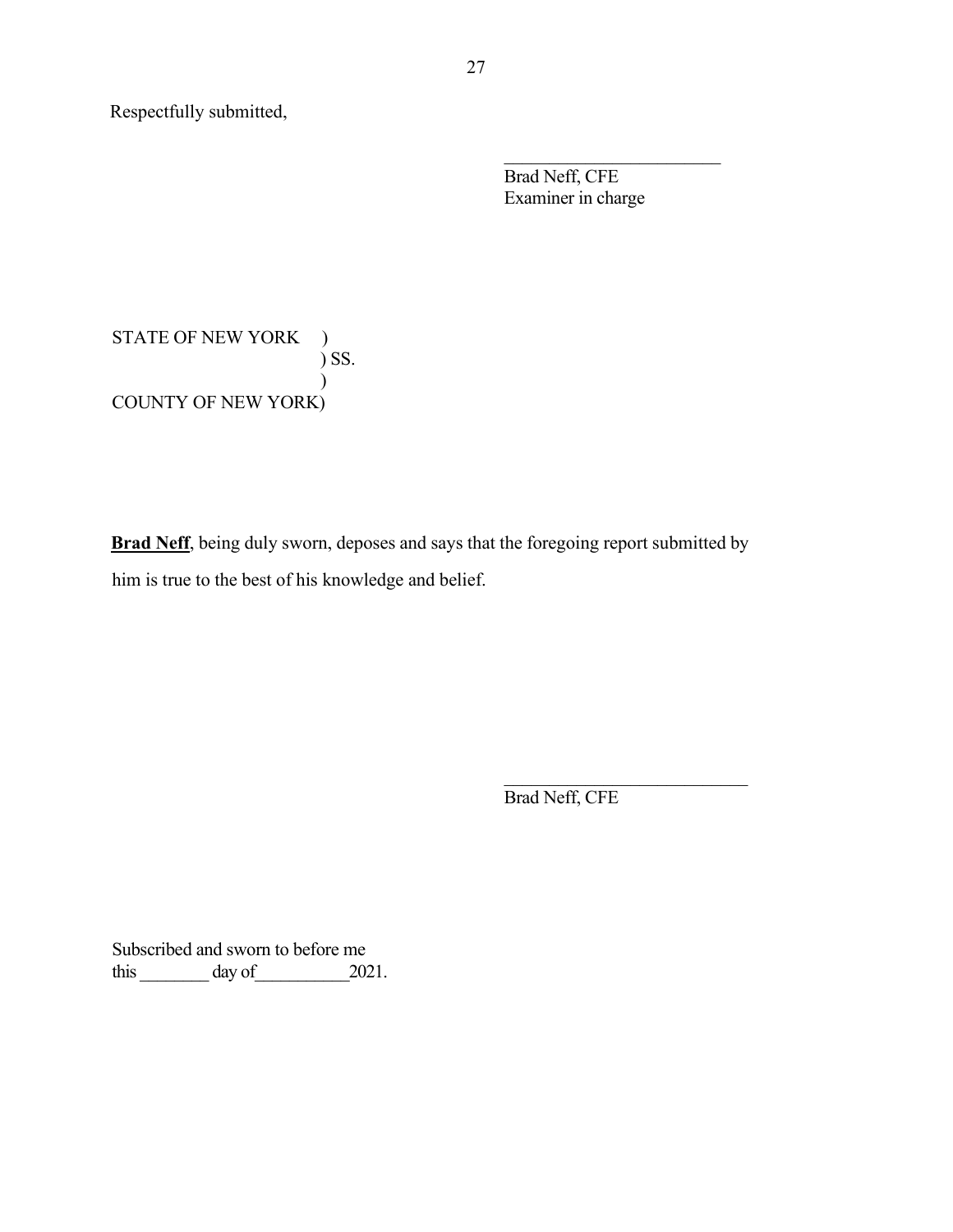Respectfully submitted,

\_\_\_\_\_\_\_\_\_\_\_\_\_\_\_\_\_\_\_\_\_\_\_\_\_
Brad Neff, CFE
Examiner in charge

STATE OF NEW YORK )
) SS.
)
COUNTY OF NEW YORK)

**Brad Neff**, being duly sworn, deposes and says that the foregoing report submitted by him is true to the best of his knowledge and belief.

\_\_\_\_\_\_\_\_\_\_\_\_\_\_\_\_\_\_\_\_\_\_\_\_\_\_\_\_
Brad Neff, CFE

Subscribed and sworn to before me
this \_\_\_\_\_\_\_\_ day of\_\_\_\_\_\_\_\_\_\_\_2021.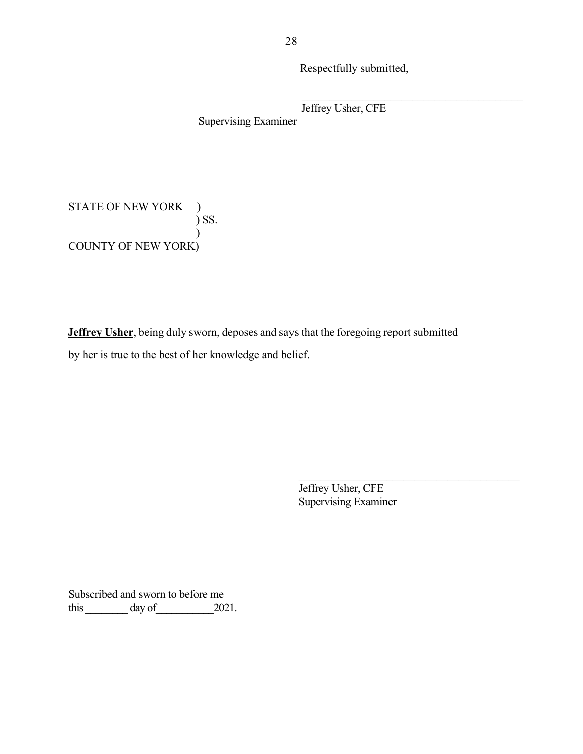Respectfully submitted,

\_\_\_\_\_\_\_\_\_\_\_\_\_\_\_\_\_\_\_\_\_\_\_\_\_\_\_\_\_\_\_\_\_\_\_\_\_\_\_\_

Jeffrey Usher, CFE

Supervising Examiner

STATE OF NEW YORK )
) SS.
)
COUNTY OF NEW YORK)

**Jeffrey Usher**, being duly sworn, deposes and says that the foregoing report submitted by her is true to the best of her knowledge and belief.

\_\_\_\_\_\_\_\_\_\_\_\_\_\_\_\_\_\_\_\_\_\_\_\_\_\_\_\_\_\_\_\_\_\_\_\_\_\_\_\_

Jeffrey Usher, CFE
Supervising Examiner

Subscribed and sworn to before me
this \_\_\_\_\_\_\_\_ day of\_\_\_\_\_\_\_\_\_\_\_2021.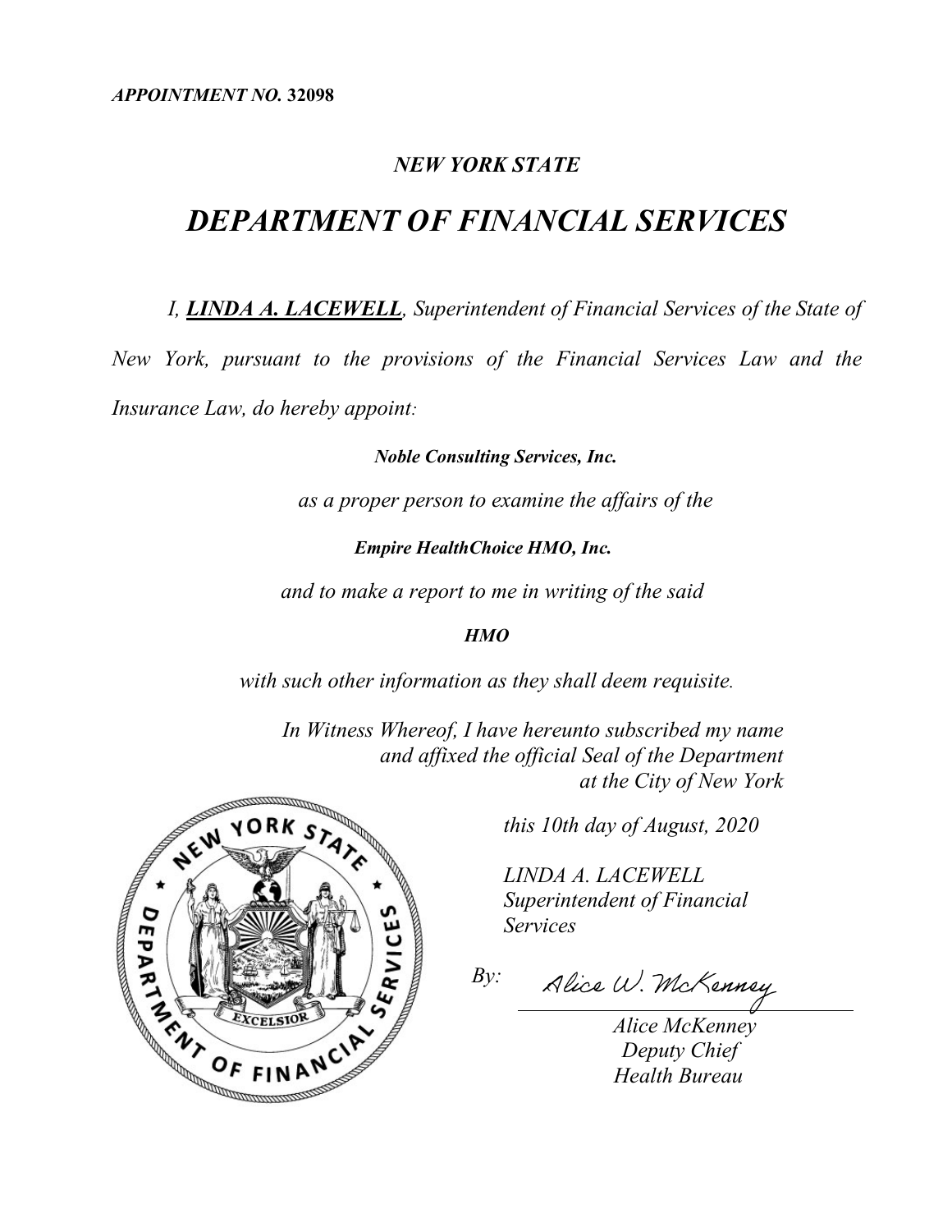***APPOINTMENT NO.* 32098**

### *NEW YORK STATE*

# *DEPARTMENT OF FINANCIAL SERVICES*

*I, **LINDA A. LACEWELL**, Superintendent of Financial Services of the State of New York, pursuant to the provisions of the Financial Services Law and the Insurance Law, do hereby appoint:*

***Noble Consulting Services, Inc.***

*as a proper person to examine the affairs of the*

***Empire HealthChoice HMO, Inc.***

*and to make a report to me in writing of the said*

***HMO***

*with such other information as they shall deem requisite.*

*In Witness Whereof, I have hereunto subscribed my name and affixed the official Seal of the Department at the City of New York*

*this 10th day of August, 2020*

*LINDA A. LACEWELL*
*Superintendent of Financial Services*

*By:* Alice W. McKenney

*Alice McKenney*
*Deputy Chief*
*Health Bureau*